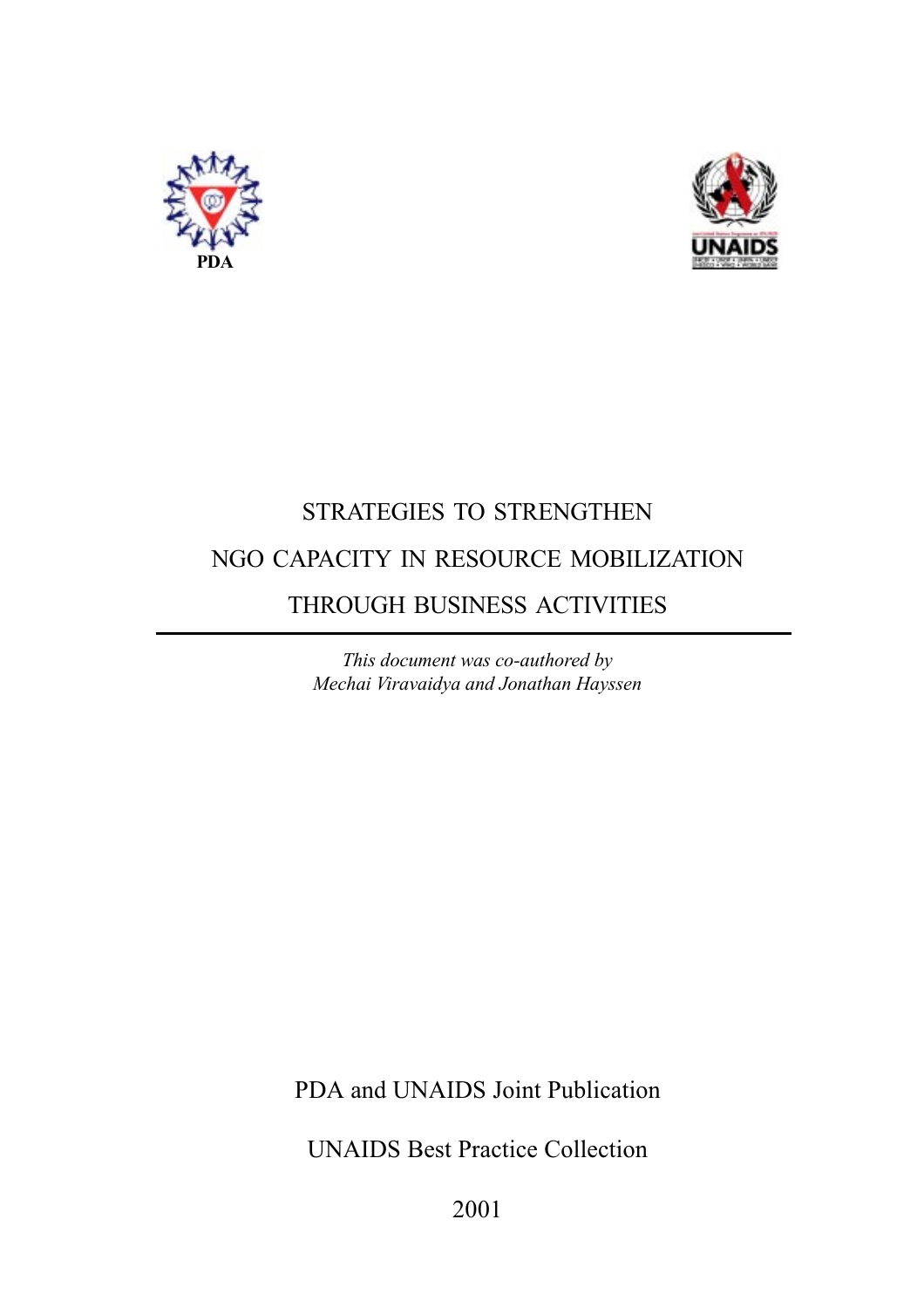PDA

UNAIDS

# STRATEGIES TO STRENGTHEN NGO CAPACITY IN RESOURCE MOBILIZATION THROUGH BUSINESS ACTIVITIES

*This document was co-authored by*
*Mechai Viravaidya and Jonathan Hayssen*

PDA and UNAIDS Joint Publication

UNAIDS Best Practice Collection

2001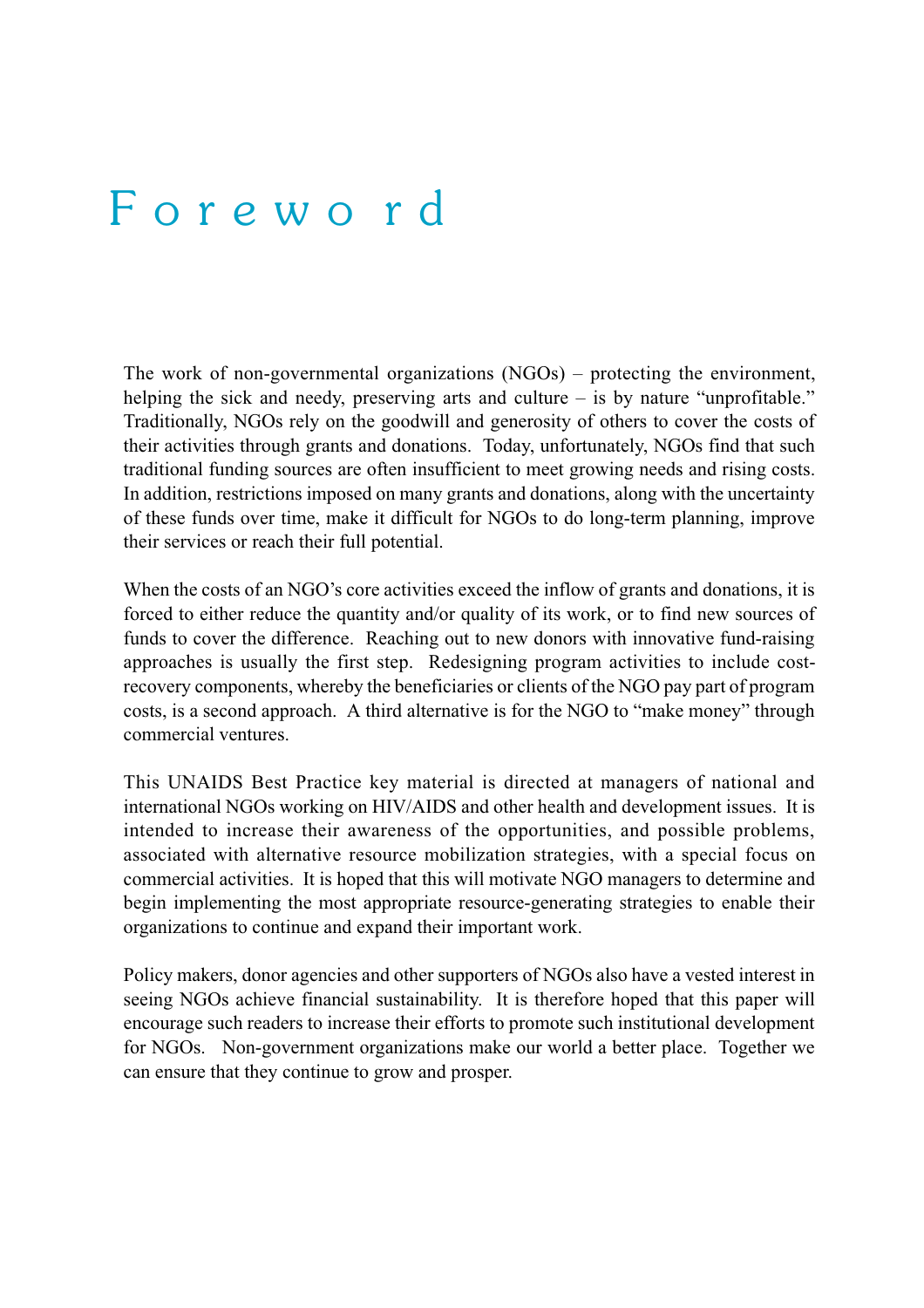# Foreword

The work of non-governmental organizations (NGOs) – protecting the environment, helping the sick and needy, preserving arts and culture – is by nature "unprofitable." Traditionally, NGOs rely on the goodwill and generosity of others to cover the costs of their activities through grants and donations. Today, unfortunately, NGOs find that such traditional funding sources are often insufficient to meet growing needs and rising costs. In addition, restrictions imposed on many grants and donations, along with the uncertainty of these funds over time, make it difficult for NGOs to do long-term planning, improve their services or reach their full potential.

When the costs of an NGO's core activities exceed the inflow of grants and donations, it is forced to either reduce the quantity and/or quality of its work, or to find new sources of funds to cover the difference. Reaching out to new donors with innovative fund-raising approaches is usually the first step. Redesigning program activities to include cost-recovery components, whereby the beneficiaries or clients of the NGO pay part of program costs, is a second approach. A third alternative is for the NGO to "make money" through commercial ventures.

This UNAIDS Best Practice key material is directed at managers of national and international NGOs working on HIV/AIDS and other health and development issues. It is intended to increase their awareness of the opportunities, and possible problems, associated with alternative resource mobilization strategies, with a special focus on commercial activities. It is hoped that this will motivate NGO managers to determine and begin implementing the most appropriate resource-generating strategies to enable their organizations to continue and expand their important work.

Policy makers, donor agencies and other supporters of NGOs also have a vested interest in seeing NGOs achieve financial sustainability. It is therefore hoped that this paper will encourage such readers to increase their efforts to promote such institutional development for NGOs. Non-government organizations make our world a better place. Together we can ensure that they continue to grow and prosper.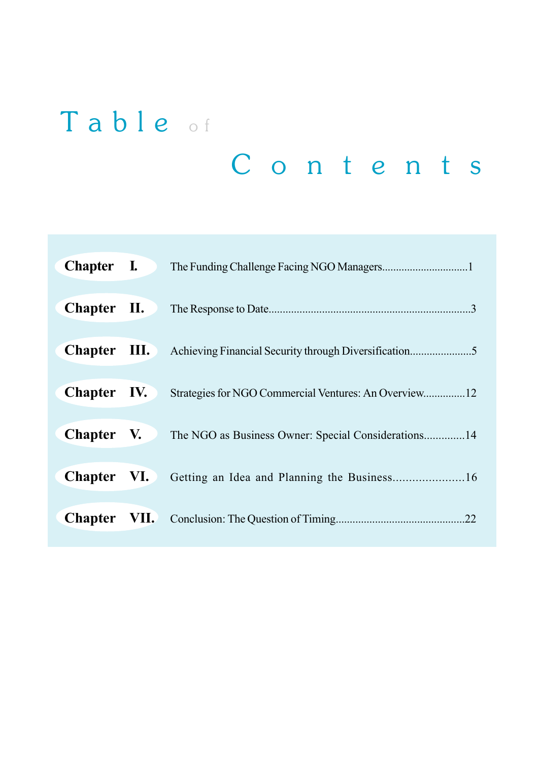# Table of Contents

| | | |
|---|---|---|
| **Chapter I.** | The Funding Challenge Facing NGO Managers | 1 |
| **Chapter II.** | The Response to Date | 3 |
| **Chapter III.** | Achieving Financial Security through Diversification | 5 |
| **Chapter IV.** | Strategies for NGO Commercial Ventures: An Overview | 12 |
| **Chapter V.** | The NGO as Business Owner: Special Considerations | 14 |
| **Chapter VI.** | Getting an Idea and Planning the Business | 16 |
| **Chapter VII.** | Conclusion: The Question of Timing | 22 |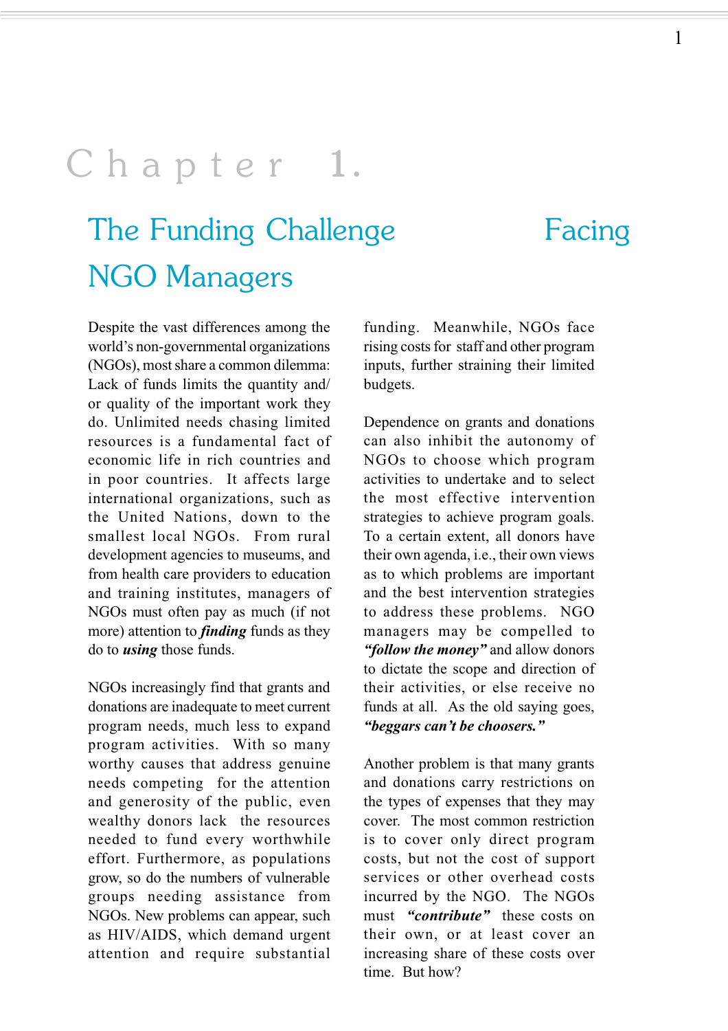# Chapter 1.

## The Funding Challenge Facing NGO Managers

Despite the vast differences among the world's non-governmental organizations (NGOs), most share a common dilemma: Lack of funds limits the quantity and/or quality of the important work they do. Unlimited needs chasing limited resources is a fundamental fact of economic life in rich countries and in poor countries. It affects large international organizations, such as the United Nations, down to the smallest local NGOs. From rural development agencies to museums, and from health care providers to education and training institutes, managers of NGOs must often pay as much (if not more) attention to ***finding*** funds as they do to ***using*** those funds.

NGOs increasingly find that grants and donations are inadequate to meet current program needs, much less to expand program activities. With so many worthy causes that address genuine needs competing for the attention and generosity of the public, even wealthy donors lack the resources needed to fund every worthwhile effort. Furthermore, as populations grow, so do the numbers of vulnerable groups needing assistance from NGOs. New problems can appear, such as HIV/AIDS, which demand urgent attention and require substantial funding. Meanwhile, NGOs face rising costs for staff and other program inputs, further straining their limited budgets.

Dependence on grants and donations can also inhibit the autonomy of NGOs to choose which program activities to undertake and to select the most effective intervention strategies to achieve program goals. To a certain extent, all donors have their own agenda, i.e., their own views as to which problems are important and the best intervention strategies to address these problems. NGO managers may be compelled to ***"follow the money"*** and allow donors to dictate the scope and direction of their activities, or else receive no funds at all. As the old saying goes, ***"beggars can't be choosers."***

Another problem is that many grants and donations carry restrictions on the types of expenses that they may cover. The most common restriction is to cover only direct program costs, but not the cost of support services or other overhead costs incurred by the NGO. The NGOs must ***"contribute"*** these costs on their own, or at least cover an increasing share of these costs over time. But how?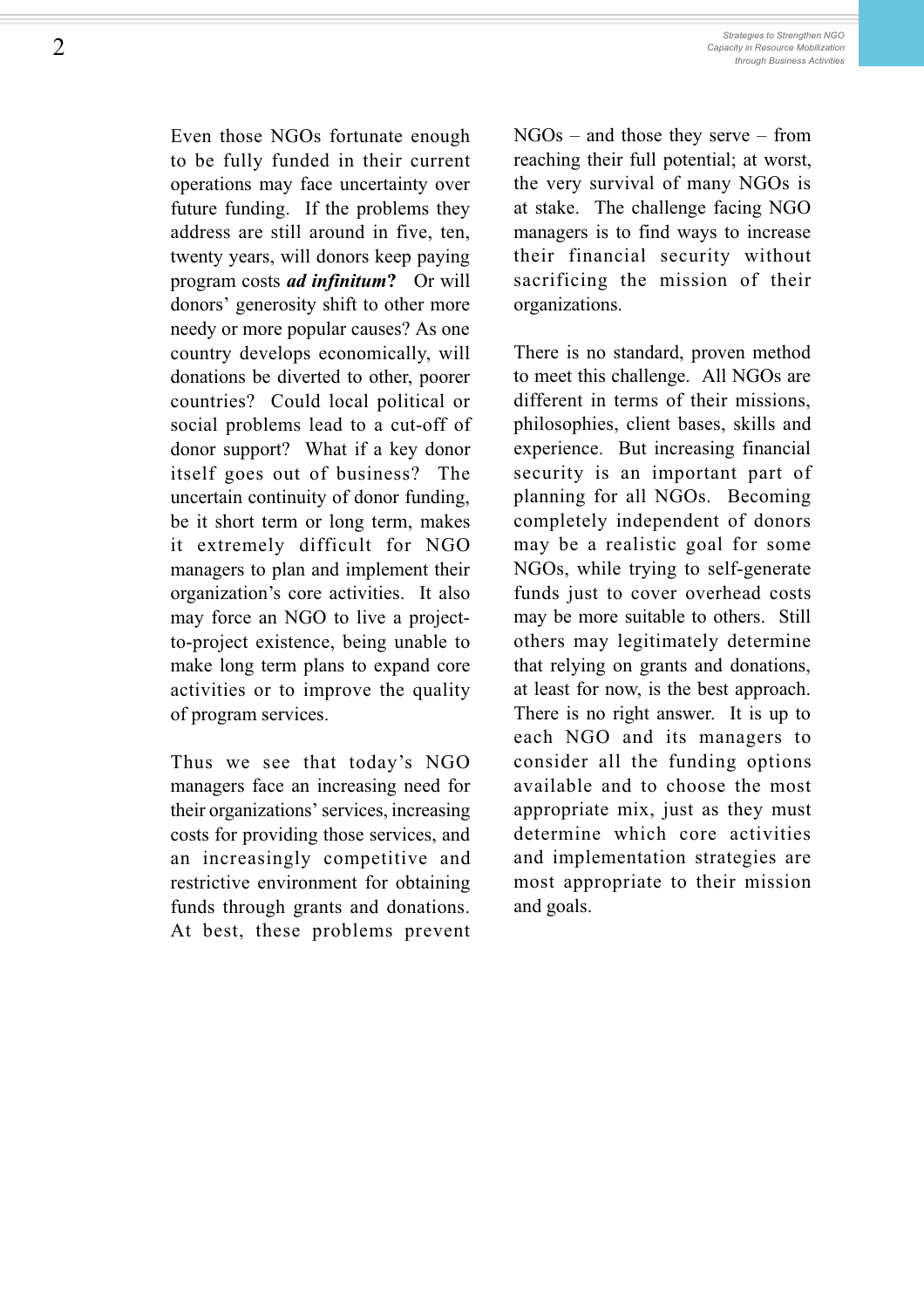Even those NGOs fortunate enough to be fully funded in their current operations may face uncertainty over future funding. If the problems they address are still around in five, ten, twenty years, will donors keep paying program costs ***ad infinitum*?** Or will donors' generosity shift to other more needy or more popular causes? As one country develops economically, will donations be diverted to other, poorer countries? Could local political or social problems lead to a cut-off of donor support? What if a key donor itself goes out of business? The uncertain continuity of donor funding, be it short term or long term, makes it extremely difficult for NGO managers to plan and implement their organization's core activities. It also may force an NGO to live a project-to-project existence, being unable to make long term plans to expand core activities or to improve the quality of program services.

Thus we see that today's NGO managers face an increasing need for their organizations' services, increasing costs for providing those services, and an increasingly competitive and restrictive environment for obtaining funds through grants and donations. At best, these problems prevent NGOs – and those they serve – from reaching their full potential; at worst, the very survival of many NGOs is at stake. The challenge facing NGO managers is to find ways to increase their financial security without sacrificing the mission of their organizations.

There is no standard, proven method to meet this challenge. All NGOs are different in terms of their missions, philosophies, client bases, skills and experience. But increasing financial security is an important part of planning for all NGOs. Becoming completely independent of donors may be a realistic goal for some NGOs, while trying to self-generate funds just to cover overhead costs may be more suitable to others. Still others may legitimately determine that relying on grants and donations, at least for now, is the best approach. There is no right answer. It is up to each NGO and its managers to consider all the funding options available and to choose the most appropriate mix, just as they must determine which core activities and implementation strategies are most appropriate to their mission and goals.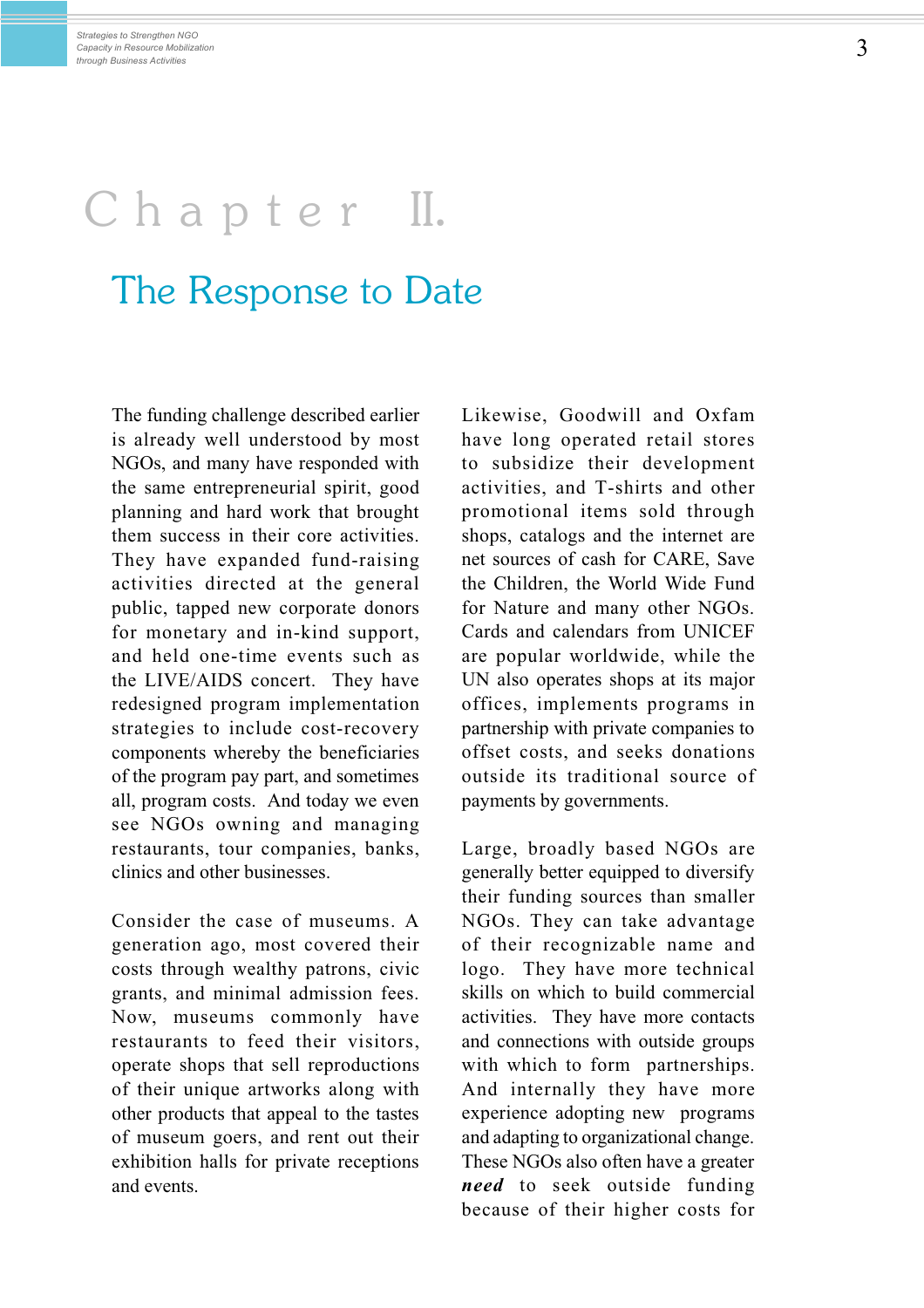# Chapter II.

## The Response to Date

The funding challenge described earlier is already well understood by most NGOs, and many have responded with the same entrepreneurial spirit, good planning and hard work that brought them success in their core activities. They have expanded fund-raising activities directed at the general public, tapped new corporate donors for monetary and in-kind support, and held one-time events such as the LIVE/AIDS concert. They have redesigned program implementation strategies to include cost-recovery components whereby the beneficiaries of the program pay part, and sometimes all, program costs. And today we even see NGOs owning and managing restaurants, tour companies, banks, clinics and other businesses.

Consider the case of museums. A generation ago, most covered their costs through wealthy patrons, civic grants, and minimal admission fees. Now, museums commonly have restaurants to feed their visitors, operate shops that sell reproductions of their unique artworks along with other products that appeal to the tastes of museum goers, and rent out their exhibition halls for private receptions and events.

Likewise, Goodwill and Oxfam have long operated retail stores to subsidize their development activities, and T-shirts and other promotional items sold through shops, catalogs and the internet are net sources of cash for CARE, Save the Children, the World Wide Fund for Nature and many other NGOs. Cards and calendars from UNICEF are popular worldwide, while the UN also operates shops at its major offices, implements programs in partnership with private companies to offset costs, and seeks donations outside its traditional source of payments by governments.

Large, broadly based NGOs are generally better equipped to diversify their funding sources than smaller NGOs. They can take advantage of their recognizable name and logo. They have more technical skills on which to build commercial activities. They have more contacts and connections with outside groups with which to form partnerships. And internally they have more experience adopting new programs and adapting to organizational change. These NGOs also often have a greater ***need*** to seek outside funding because of their higher costs for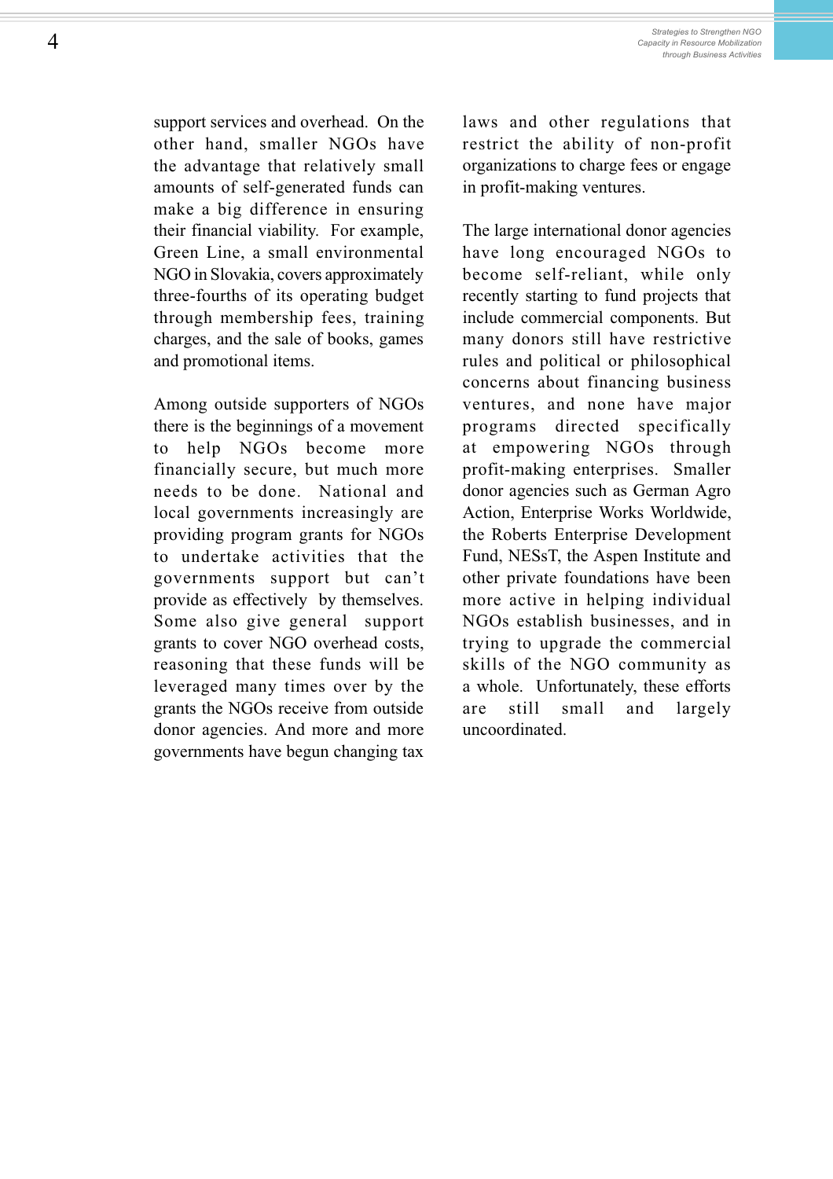support services and overhead. On the other hand, smaller NGOs have the advantage that relatively small amounts of self-generated funds can make a big difference in ensuring their financial viability. For example, Green Line, a small environmental NGO in Slovakia, covers approximately three-fourths of its operating budget through membership fees, training charges, and the sale of books, games and promotional items.

Among outside supporters of NGOs there is the beginnings of a movement to help NGOs become more financially secure, but much more needs to be done. National and local governments increasingly are providing program grants for NGOs to undertake activities that the governments support but can't provide as effectively by themselves. Some also give general support grants to cover NGO overhead costs, reasoning that these funds will be leveraged many times over by the grants the NGOs receive from outside donor agencies. And more and more governments have begun changing tax laws and other regulations that restrict the ability of non-profit organizations to charge fees or engage in profit-making ventures.

The large international donor agencies have long encouraged NGOs to become self-reliant, while only recently starting to fund projects that include commercial components. But many donors still have restrictive rules and political or philosophical concerns about financing business ventures, and none have major programs directed specifically at empowering NGOs through profit-making enterprises. Smaller donor agencies such as German Agro Action, Enterprise Works Worldwide, the Roberts Enterprise Development Fund, NESsT, the Aspen Institute and other private foundations have been more active in helping individual NGOs establish businesses, and in trying to upgrade the commercial skills of the NGO community as a whole. Unfortunately, these efforts are still small and largely uncoordinated.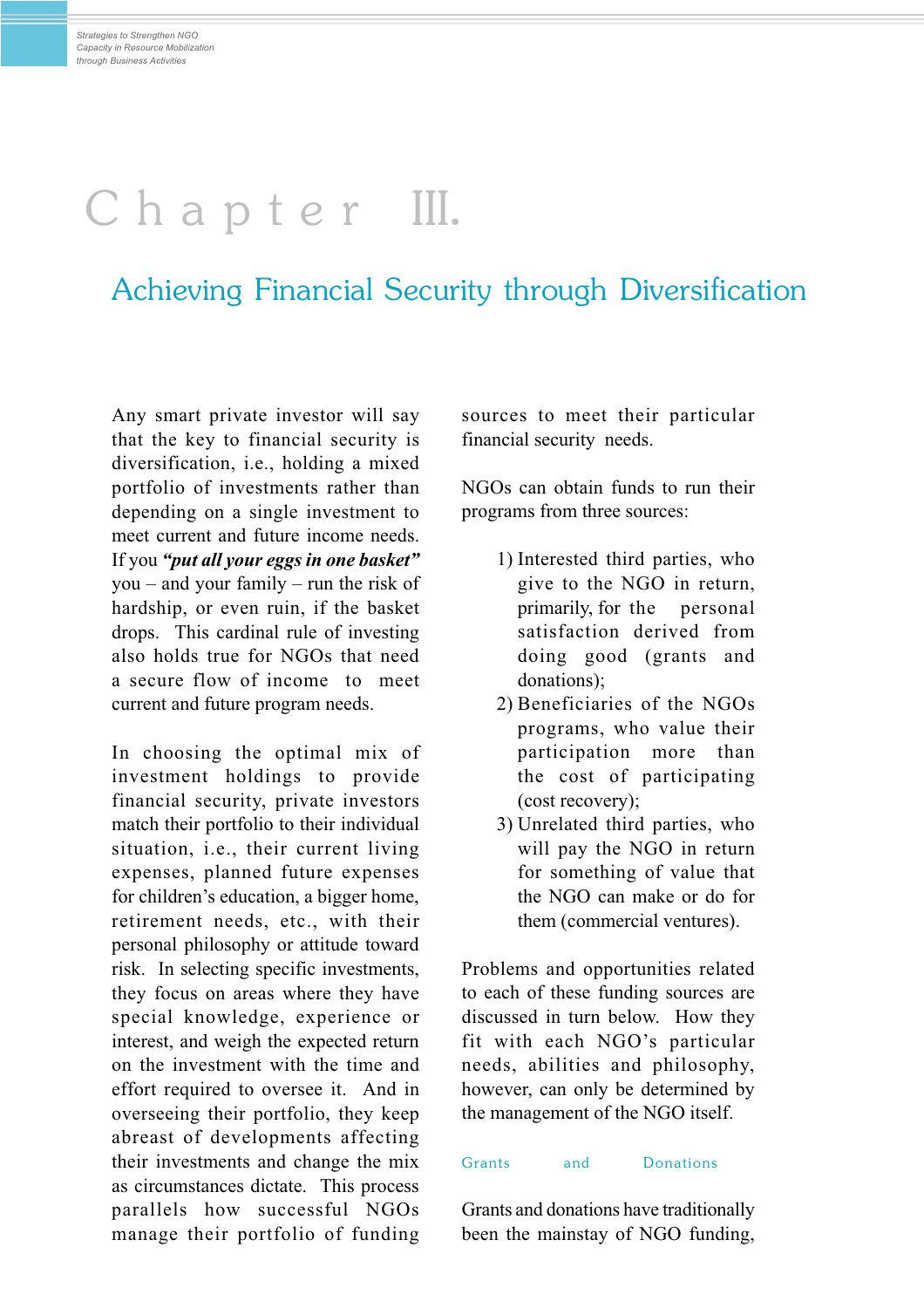# Chapter III.

## Achieving Financial Security through Diversification

Any smart private investor will say that the key to financial security is diversification, i.e., holding a mixed portfolio of investments rather than depending on a single investment to meet current and future income needs. If you ***"put all your eggs in one basket"*** you – and your family – run the risk of hardship, or even ruin, if the basket drops. This cardinal rule of investing also holds true for NGOs that need a secure flow of income to meet current and future program needs.

In choosing the optimal mix of investment holdings to provide financial security, private investors match their portfolio to their individual situation, i.e., their current living expenses, planned future expenses for children's education, a bigger home, retirement needs, etc., with their personal philosophy or attitude toward risk. In selecting specific investments, they focus on areas where they have special knowledge, experience or interest, and weigh the expected return on the investment with the time and effort required to oversee it. And in overseeing their portfolio, they keep abreast of developments affecting their investments and change the mix as circumstances dictate. This process parallels how successful NGOs manage their portfolio of funding sources to meet their particular financial security needs.

NGOs can obtain funds to run their programs from three sources:

1) Interested third parties, who give to the NGO in return, primarily, for the personal satisfaction derived from doing good (grants and donations);
2) Beneficiaries of the NGOs programs, who value their participation more than the cost of participating (cost recovery);
3) Unrelated third parties, who will pay the NGO in return for something of value that the NGO can make or do for them (commercial ventures).

Problems and opportunities related to each of these funding sources are discussed in turn below. How they fit with each NGO's particular needs, abilities and philosophy, however, can only be determined by the management of the NGO itself.

### Grants and Donations

Grants and donations have traditionally been the mainstay of NGO funding,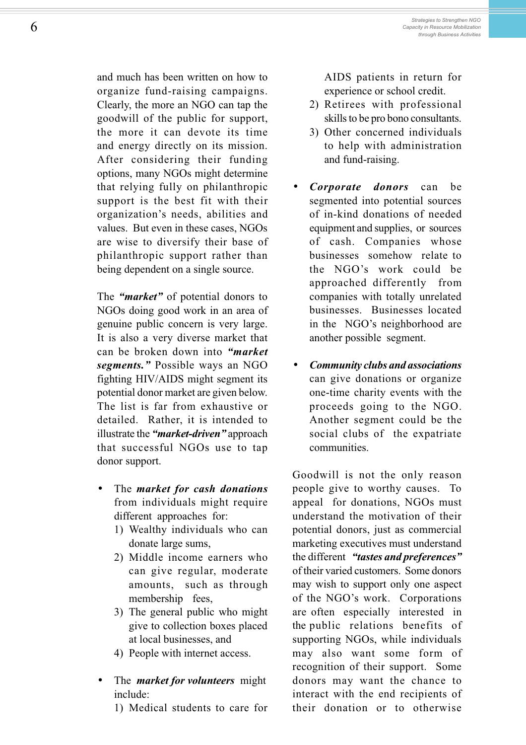and much has been written on how to organize fund-raising campaigns. Clearly, the more an NGO can tap the goodwill of the public for support, the more it can devote its time and energy directly on its mission. After considering their funding options, many NGOs might determine that relying fully on philanthropic support is the best fit with their organization's needs, abilities and values. But even in these cases, NGOs are wise to diversify their base of philanthropic support rather than being dependent on a single source.

The ***"market"*** of potential donors to NGOs doing good work in an area of genuine public concern is very large. It is also a very diverse market that can be broken down into ***"market segments."*** Possible ways an NGO fighting HIV/AIDS might segment its potential donor market are given below. The list is far from exhaustive or detailed. Rather, it is intended to illustrate the ***"market-driven"*** approach that successful NGOs use to tap donor support.

- The ***market for cash donations*** from individuals might require different approaches for:
  1) Wealthy individuals who can donate large sums,
  2) Middle income earners who can give regular, moderate amounts, such as through membership fees,
  3) The general public who might give to collection boxes placed at local businesses, and
  4) People with internet access.

- The ***market for volunteers*** might include:
  1) Medical students to care for AIDS patients in return for experience or school credit.
  2) Retirees with professional skills to be pro bono consultants.
  3) Other concerned individuals to help with administration and fund-raising.

- ***Corporate donors*** can be segmented into potential sources of in-kind donations of needed equipment and supplies, or sources of cash. Companies whose businesses somehow relate to the NGO's work could be approached differently from companies with totally unrelated businesses. Businesses located in the NGO's neighborhood are another possible segment.

- ***Community clubs and associations*** can give donations or organize one-time charity events with the proceeds going to the NGO. Another segment could be the social clubs of the expatriate communities.

Goodwill is not the only reason people give to worthy causes. To appeal for donations, NGOs must understand the motivation of their potential donors, just as commercial marketing executives must understand the different ***"tastes and preferences"*** of their varied customers. Some donors may wish to support only one aspect of the NGO's work. Corporations are often especially interested in the public relations benefits of supporting NGOs, while individuals may also want some form of recognition of their support. Some donors may want the chance to interact with the end recipients of their donation or to otherwise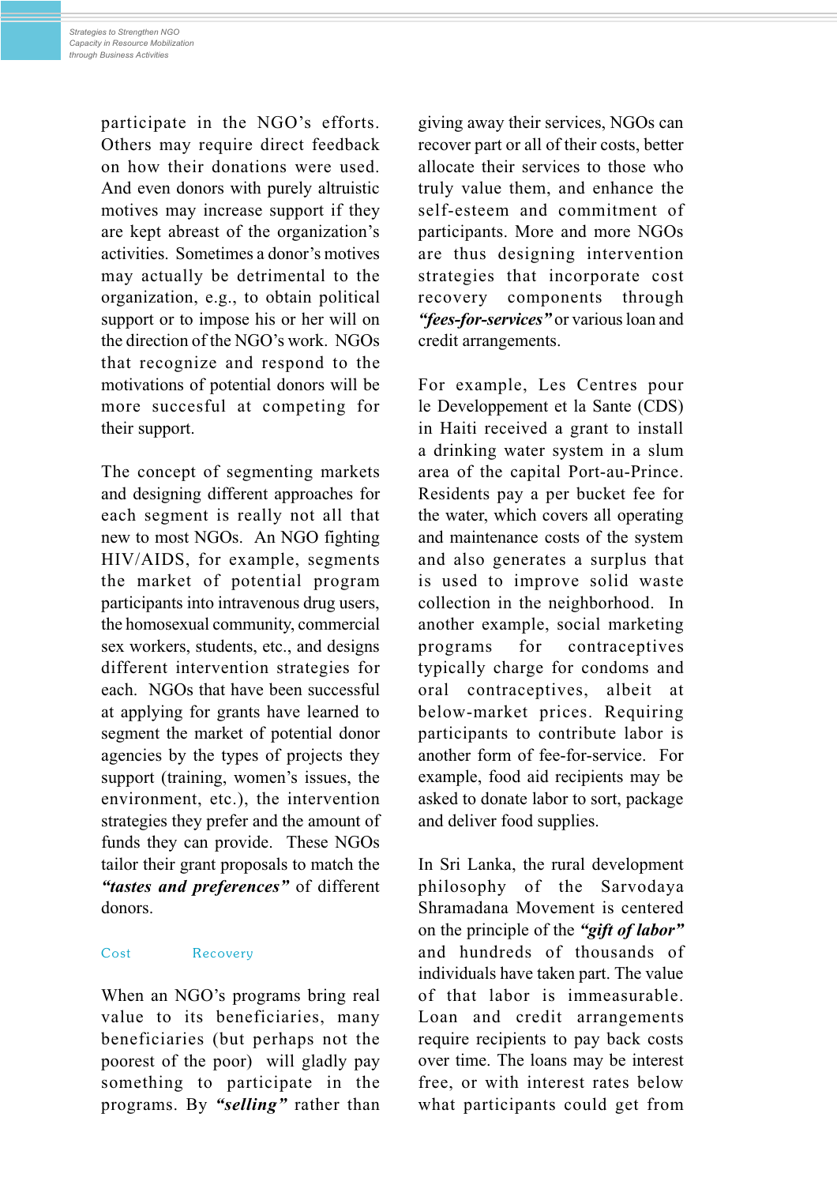participate in the NGO's efforts. Others may require direct feedback on how their donations were used. And even donors with purely altruistic motives may increase support if they are kept abreast of the organization's activities. Sometimes a donor's motives may actually be detrimental to the organization, e.g., to obtain political support or to impose his or her will on the direction of the NGO's work. NGOs that recognize and respond to the motivations of potential donors will be more succesful at competing for their support.

The concept of segmenting markets and designing different approaches for each segment is really not all that new to most NGOs. An NGO fighting HIV/AIDS, for example, segments the market of potential program participants into intravenous drug users, the homosexual community, commercial sex workers, students, etc., and designs different intervention strategies for each. NGOs that have been successful at applying for grants have learned to segment the market of potential donor agencies by the types of projects they support (training, women's issues, the environment, etc.), the intervention strategies they prefer and the amount of funds they can provide. These NGOs tailor their grant proposals to match the ***"tastes and preferences"*** of different donors.

## Cost Recovery

When an NGO's programs bring real value to its beneficiaries, many beneficiaries (but perhaps not the poorest of the poor) will gladly pay something to participate in the programs. By ***"selling"*** rather than giving away their services, NGOs can recover part or all of their costs, better allocate their services to those who truly value them, and enhance the self-esteem and commitment of participants. More and more NGOs are thus designing intervention strategies that incorporate cost recovery components through ***"fees-for-services"*** or various loan and credit arrangements.

For example, Les Centres pour le Developpement et la Sante (CDS) in Haiti received a grant to install a drinking water system in a slum area of the capital Port-au-Prince. Residents pay a per bucket fee for the water, which covers all operating and maintenance costs of the system and also generates a surplus that is used to improve solid waste collection in the neighborhood. In another example, social marketing programs for contraceptives typically charge for condoms and oral contraceptives, albeit at below-market prices. Requiring participants to contribute labor is another form of fee-for-service. For example, food aid recipients may be asked to donate labor to sort, package and deliver food supplies.

In Sri Lanka, the rural development philosophy of the Sarvodaya Shramadana Movement is centered on the principle of the ***"gift of labor"*** and hundreds of thousands of individuals have taken part. The value of that labor is immeasurable. Loan and credit arrangements require recipients to pay back costs over time. The loans may be interest free, or with interest rates below what participants could get from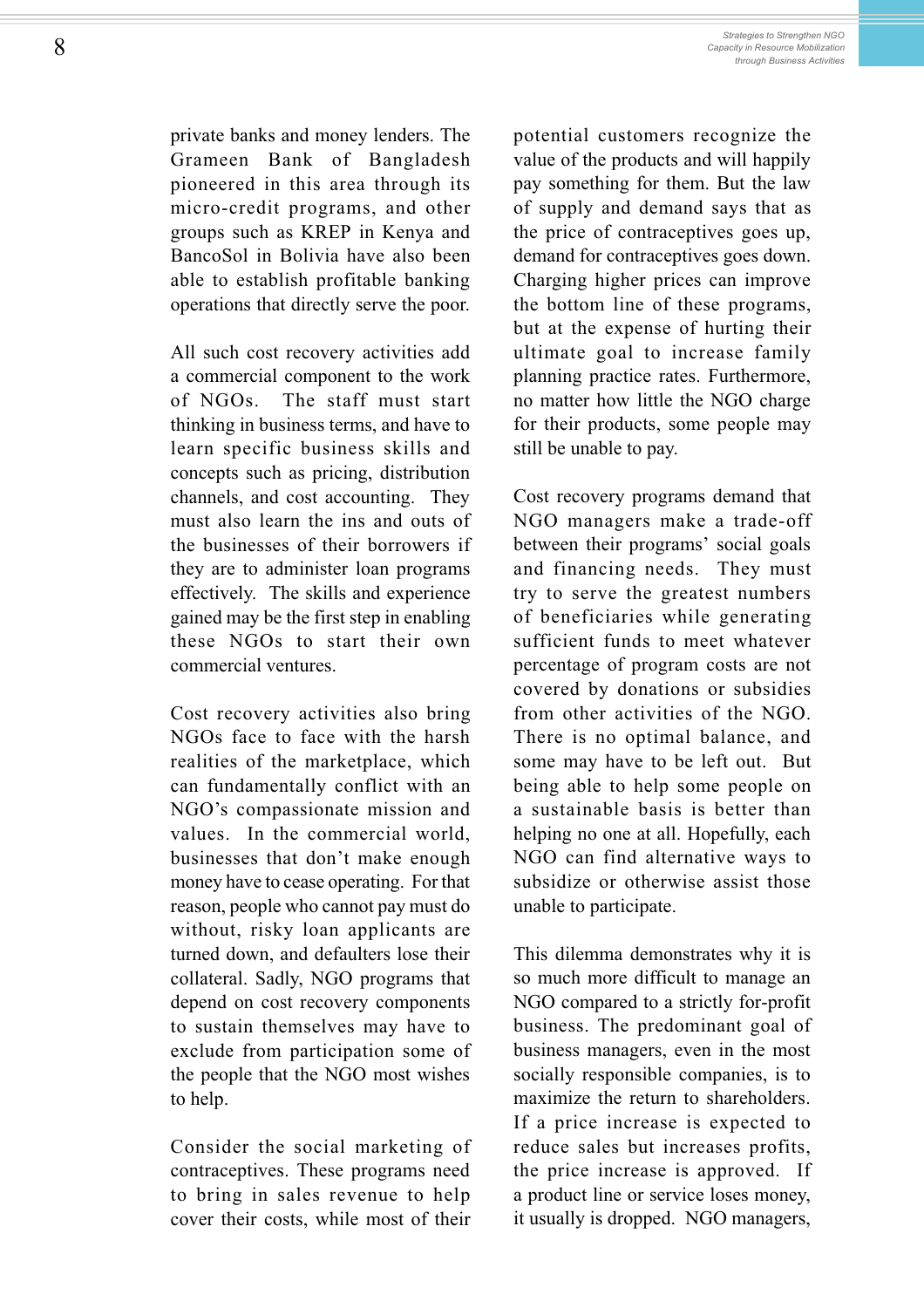private banks and money lenders. The Grameen Bank of Bangladesh pioneered in this area through its micro-credit programs, and other groups such as KREP in Kenya and BancoSol in Bolivia have also been able to establish profitable banking operations that directly serve the poor.

All such cost recovery activities add a commercial component to the work of NGOs. The staff must start thinking in business terms, and have to learn specific business skills and concepts such as pricing, distribution channels, and cost accounting. They must also learn the ins and outs of the businesses of their borrowers if they are to administer loan programs effectively. The skills and experience gained may be the first step in enabling these NGOs to start their own commercial ventures.

Cost recovery activities also bring NGOs face to face with the harsh realities of the marketplace, which can fundamentally conflict with an NGO's compassionate mission and values. In the commercial world, businesses that don't make enough money have to cease operating. For that reason, people who cannot pay must do without, risky loan applicants are turned down, and defaulters lose their collateral. Sadly, NGO programs that depend on cost recovery components to sustain themselves may have to exclude from participation some of the people that the NGO most wishes to help.

Consider the social marketing of contraceptives. These programs need to bring in sales revenue to help cover their costs, while most of their potential customers recognize the value of the products and will happily pay something for them. But the law of supply and demand says that as the price of contraceptives goes up, demand for contraceptives goes down. Charging higher prices can improve the bottom line of these programs, but at the expense of hurting their ultimate goal to increase family planning practice rates. Furthermore, no matter how little the NGO charge for their products, some people may still be unable to pay.

Cost recovery programs demand that NGO managers make a trade-off between their programs' social goals and financing needs. They must try to serve the greatest numbers of beneficiaries while generating sufficient funds to meet whatever percentage of program costs are not covered by donations or subsidies from other activities of the NGO. There is no optimal balance, and some may have to be left out. But being able to help some people on a sustainable basis is better than helping no one at all. Hopefully, each NGO can find alternative ways to subsidize or otherwise assist those unable to participate.

This dilemma demonstrates why it is so much more difficult to manage an NGO compared to a strictly for-profit business. The predominant goal of business managers, even in the most socially responsible companies, is to maximize the return to shareholders. If a price increase is expected to reduce sales but increases profits, the price increase is approved. If a product line or service loses money, it usually is dropped. NGO managers,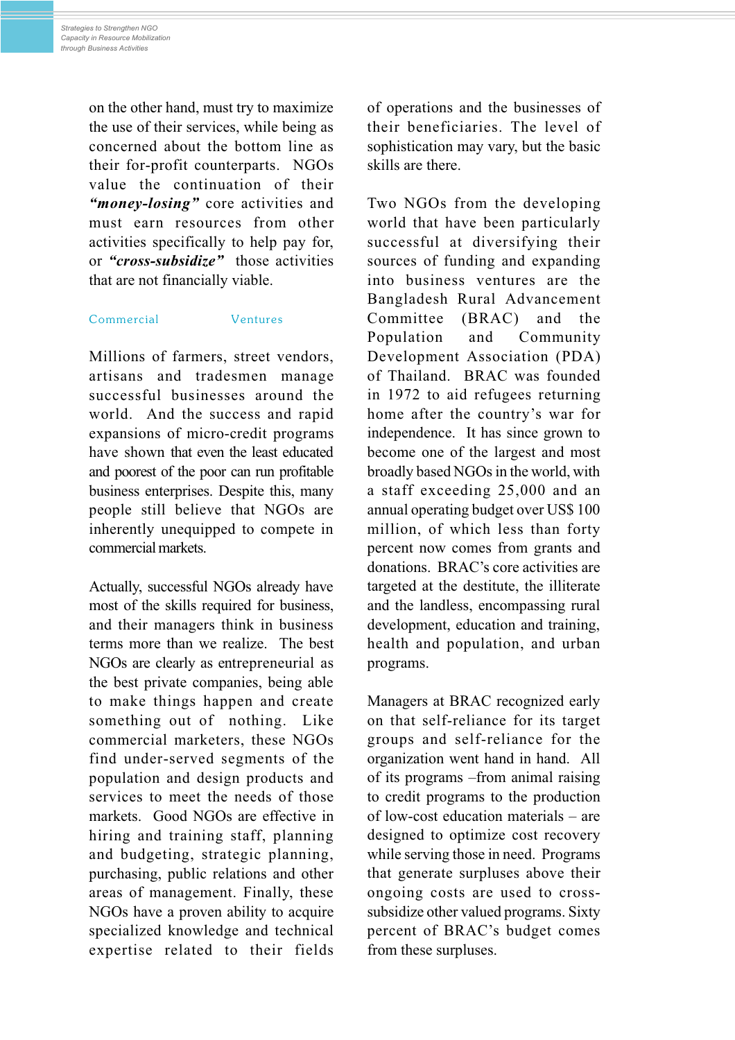on the other hand, must try to maximize the use of their services, while being as concerned about the bottom line as their for-profit counterparts. NGOs value the continuation of their ***"money-losing"*** core activities and must earn resources from other activities specifically to help pay for, or ***"cross-subsidize"*** those activities that are not financially viable.

## Commercial Ventures

Millions of farmers, street vendors, artisans and tradesmen manage successful businesses around the world. And the success and rapid expansions of micro-credit programs have shown that even the least educated and poorest of the poor can run profitable business enterprises. Despite this, many people still believe that NGOs are inherently unequipped to compete in commercial markets.

Actually, successful NGOs already have most of the skills required for business, and their managers think in business terms more than we realize. The best NGOs are clearly as entrepreneurial as the best private companies, being able to make things happen and create something out of nothing. Like commercial marketers, these NGOs find under-served segments of the population and design products and services to meet the needs of those markets. Good NGOs are effective in hiring and training staff, planning and budgeting, strategic planning, purchasing, public relations and other areas of management. Finally, these NGOs have a proven ability to acquire specialized knowledge and technical expertise related to their fields of operations and the businesses of their beneficiaries. The level of sophistication may vary, but the basic skills are there.

Two NGOs from the developing world that have been particularly successful at diversifying their sources of funding and expanding into business ventures are the Bangladesh Rural Advancement Committee (BRAC) and the Population and Community Development Association (PDA) of Thailand. BRAC was founded in 1972 to aid refugees returning home after the country's war for independence. It has since grown to become one of the largest and most broadly based NGOs in the world, with a staff exceeding 25,000 and an annual operating budget over US$ 100 million, of which less than forty percent now comes from grants and donations. BRAC's core activities are targeted at the destitute, the illiterate and the landless, encompassing rural development, education and training, health and population, and urban programs.

Managers at BRAC recognized early on that self-reliance for its target groups and self-reliance for the organization went hand in hand. All of its programs –from animal raising to credit programs to the production of low-cost education materials – are designed to optimize cost recovery while serving those in need. Programs that generate surpluses above their ongoing costs are used to cross-subsidize other valued programs. Sixty percent of BRAC's budget comes from these surpluses.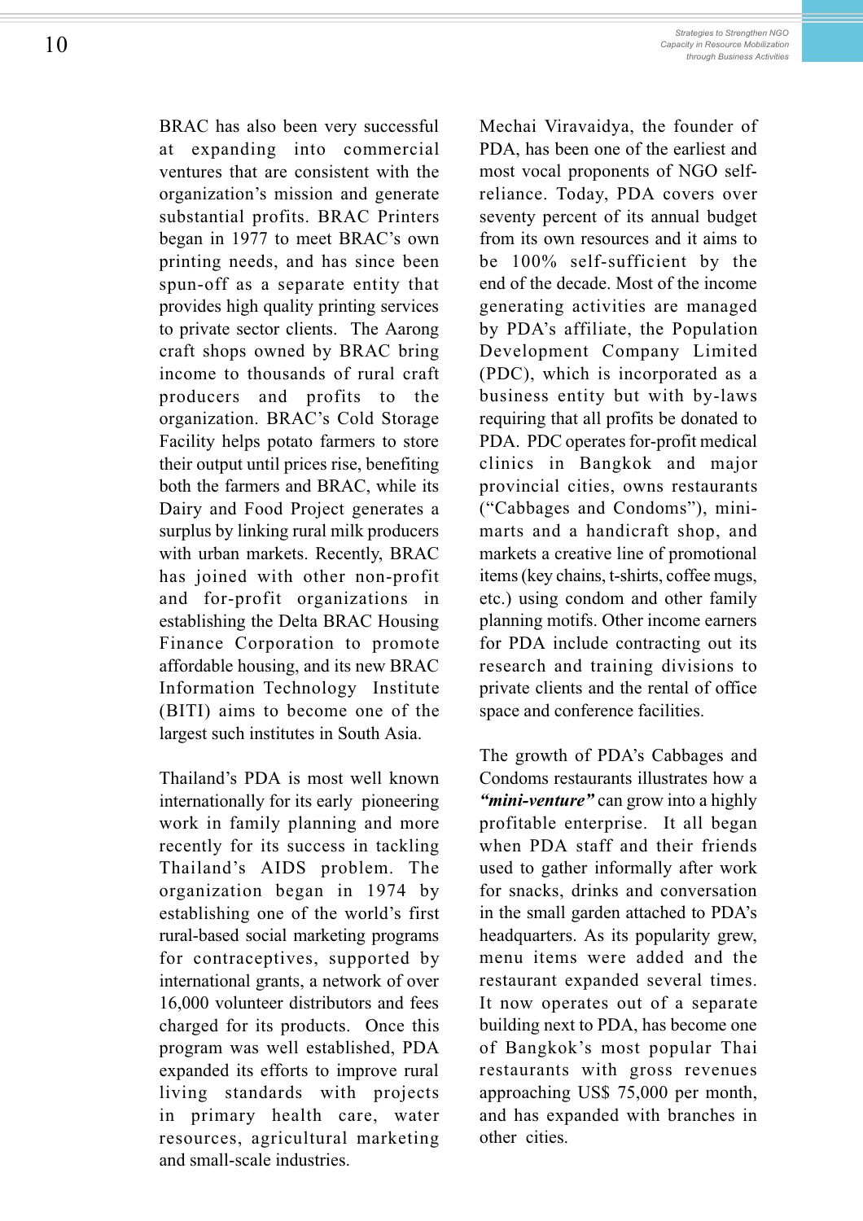BRAC has also been very successful at expanding into commercial ventures that are consistent with the organization's mission and generate substantial profits. BRAC Printers began in 1977 to meet BRAC's own printing needs, and has since been spun-off as a separate entity that provides high quality printing services to private sector clients. The Aarong craft shops owned by BRAC bring income to thousands of rural craft producers and profits to the organization. BRAC's Cold Storage Facility helps potato farmers to store their output until prices rise, benefiting both the farmers and BRAC, while its Dairy and Food Project generates a surplus by linking rural milk producers with urban markets. Recently, BRAC has joined with other non-profit and for-profit organizations in establishing the Delta BRAC Housing Finance Corporation to promote affordable housing, and its new BRAC Information Technology Institute (BITI) aims to become one of the largest such institutes in South Asia.

Thailand's PDA is most well known internationally for its early pioneering work in family planning and more recently for its success in tackling Thailand's AIDS problem. The organization began in 1974 by establishing one of the world's first rural-based social marketing programs for contraceptives, supported by international grants, a network of over 16,000 volunteer distributors and fees charged for its products. Once this program was well established, PDA expanded its efforts to improve rural living standards with projects in primary health care, water resources, agricultural marketing and small-scale industries.

Mechai Viravaidya, the founder of PDA, has been one of the earliest and most vocal proponents of NGO self-reliance. Today, PDA covers over seventy percent of its annual budget from its own resources and it aims to be 100% self-sufficient by the end of the decade. Most of the income generating activities are managed by PDA's affiliate, the Population Development Company Limited (PDC), which is incorporated as a business entity but with by-laws requiring that all profits be donated to PDA. PDC operates for-profit medical clinics in Bangkok and major provincial cities, owns restaurants ("Cabbages and Condoms"), mini-marts and a handicraft shop, and markets a creative line of promotional items (key chains, t-shirts, coffee mugs, etc.) using condom and other family planning motifs. Other income earners for PDA include contracting out its research and training divisions to private clients and the rental of office space and conference facilities.

The growth of PDA's Cabbages and Condoms restaurants illustrates how a ***"mini-venture"*** can grow into a highly profitable enterprise. It all began when PDA staff and their friends used to gather informally after work for snacks, drinks and conversation in the small garden attached to PDA's headquarters. As its popularity grew, menu items were added and the restaurant expanded several times. It now operates out of a separate building next to PDA, has become one of Bangkok's most popular Thai restaurants with gross revenues approaching US$ 75,000 per month, and has expanded with branches in other cities.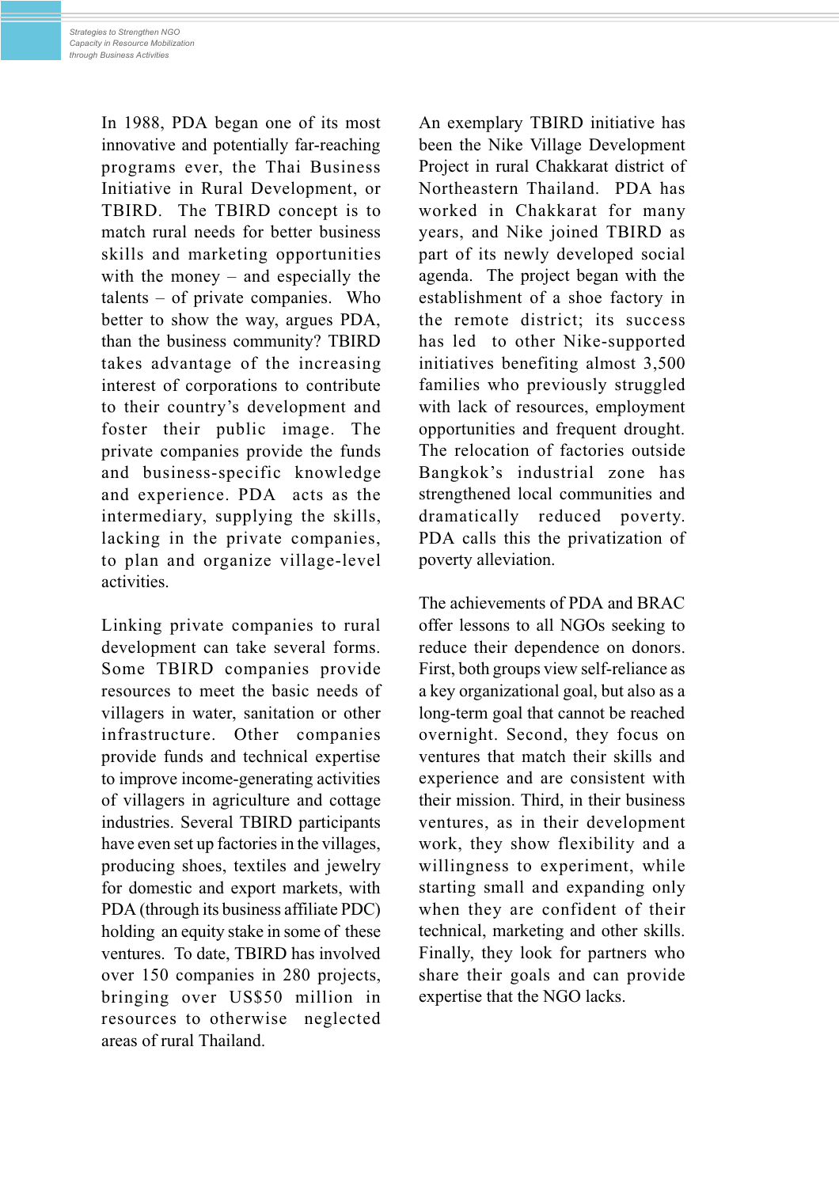In 1988, PDA began one of its most innovative and potentially far-reaching programs ever, the Thai Business Initiative in Rural Development, or TBIRD. The TBIRD concept is to match rural needs for better business skills and marketing opportunities with the money – and especially the talents – of private companies. Who better to show the way, argues PDA, than the business community? TBIRD takes advantage of the increasing interest of corporations to contribute to their country's development and foster their public image. The private companies provide the funds and business-specific knowledge and experience. PDA acts as the intermediary, supplying the skills, lacking in the private companies, to plan and organize village-level activities.

Linking private companies to rural development can take several forms. Some TBIRD companies provide resources to meet the basic needs of villagers in water, sanitation or other infrastructure. Other companies provide funds and technical expertise to improve income-generating activities of villagers in agriculture and cottage industries. Several TBIRD participants have even set up factories in the villages, producing shoes, textiles and jewelry for domestic and export markets, with PDA (through its business affiliate PDC) holding an equity stake in some of these ventures. To date, TBIRD has involved over 150 companies in 280 projects, bringing over US$50 million in resources to otherwise neglected areas of rural Thailand.

An exemplary TBIRD initiative has been the Nike Village Development Project in rural Chakkarat district of Northeastern Thailand. PDA has worked in Chakkarat for many years, and Nike joined TBIRD as part of its newly developed social agenda. The project began with the establishment of a shoe factory in the remote district; its success has led to other Nike-supported initiatives benefiting almost 3,500 families who previously struggled with lack of resources, employment opportunities and frequent drought. The relocation of factories outside Bangkok's industrial zone has strengthened local communities and dramatically reduced poverty. PDA calls this the privatization of poverty alleviation.

The achievements of PDA and BRAC offer lessons to all NGOs seeking to reduce their dependence on donors. First, both groups view self-reliance as a key organizational goal, but also as a long-term goal that cannot be reached overnight. Second, they focus on ventures that match their skills and experience and are consistent with their mission. Third, in their business ventures, as in their development work, they show flexibility and a willingness to experiment, while starting small and expanding only when they are confident of their technical, marketing and other skills. Finally, they look for partners who share their goals and can provide expertise that the NGO lacks.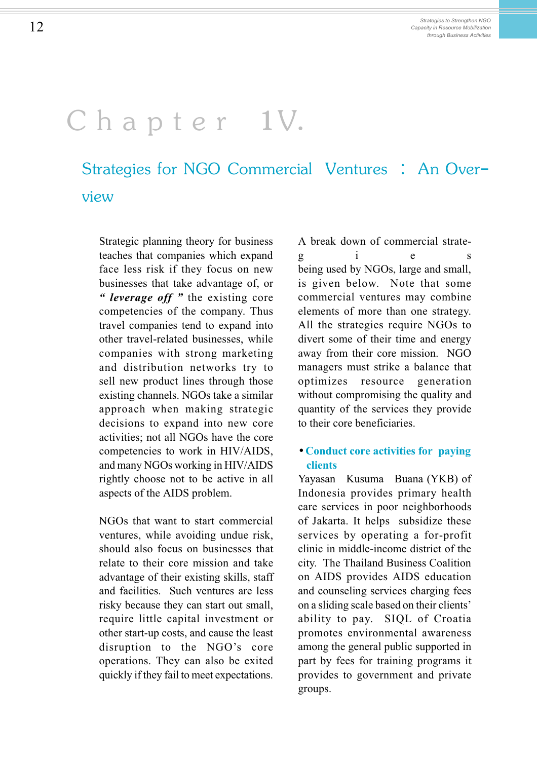# Chapter 1V.

## Strategies for NGO Commercial Ventures : An Overview

Strategic planning theory for business teaches that companies which expand face less risk if they focus on new businesses that take advantage of, or ***" leverage off "*** the existing core competencies of the company. Thus travel companies tend to expand into other travel-related businesses, while companies with strong marketing and distribution networks try to sell new product lines through those existing channels. NGOs take a similar approach when making strategic decisions to expand into new core activities; not all NGOs have the core competencies to work in HIV/AIDS, and many NGOs working in HIV/AIDS rightly choose not to be active in all aspects of the AIDS problem.

NGOs that want to start commercial ventures, while avoiding undue risk, should also focus on businesses that relate to their core mission and take advantage of their existing skills, staff and facilities. Such ventures are less risky because they can start out small, require little capital investment or other start-up costs, and cause the least disruption to the NGO's core operations. They can also be exited quickly if they fail to meet expectations.

A break down of commercial strategies being used by NGOs, large and small, is given below. Note that some commercial ventures may combine elements of more than one strategy. All the strategies require NGOs to divert some of their time and energy away from their core mission. NGO managers must strike a balance that optimizes resource generation without compromising the quality and quantity of the services they provide to their core beneficiaries.

- **Conduct core activities for paying clients**

Yayasan Kusuma Buana (YKB) of Indonesia provides primary health care services in poor neighborhoods of Jakarta. It helps subsidize these services by operating a for-profit clinic in middle-income district of the city. The Thailand Business Coalition on AIDS provides AIDS education and counseling services charging fees on a sliding scale based on their clients' ability to pay. SIQL of Croatia promotes environmental awareness among the general public supported in part by fees for training programs it provides to government and private groups.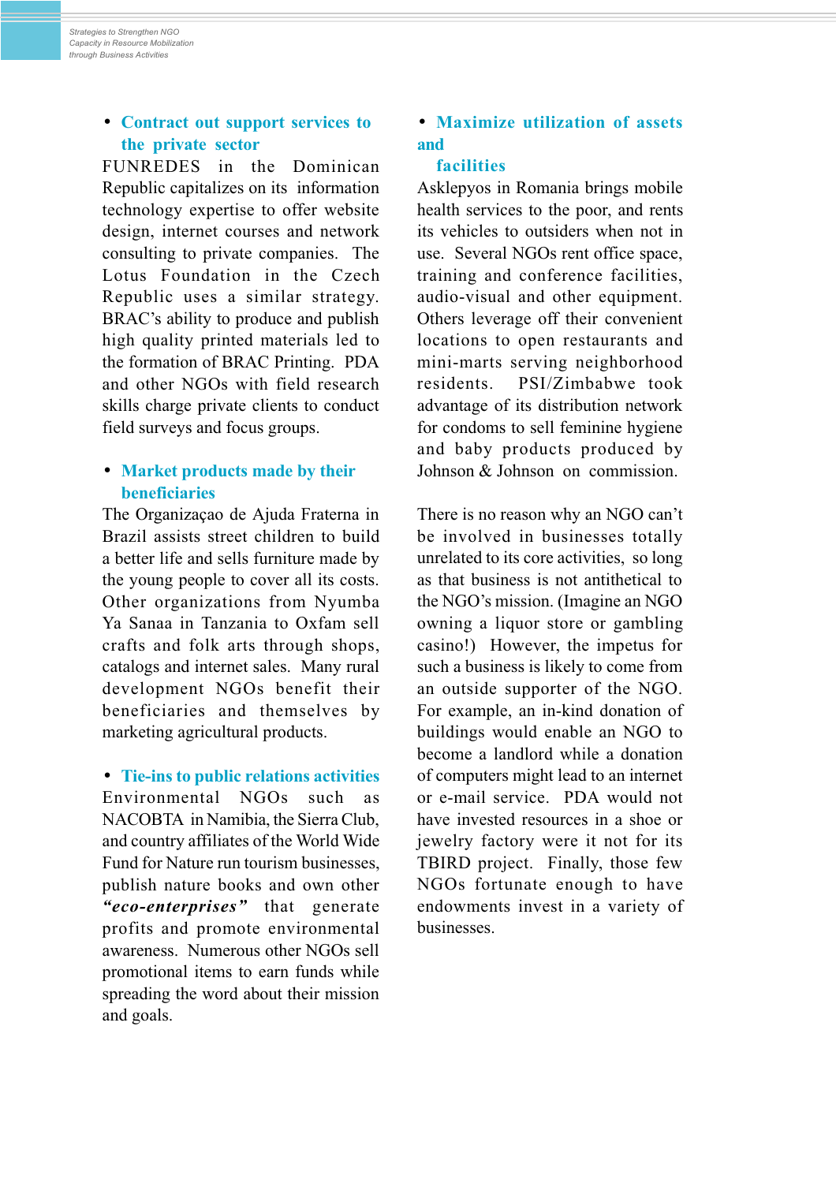- **Contract out support services to the private sector**

FUNREDES in the Dominican Republic capitalizes on its information technology expertise to offer website design, internet courses and network consulting to private companies. The Lotus Foundation in the Czech Republic uses a similar strategy. BRAC's ability to produce and publish high quality printed materials led to the formation of BRAC Printing. PDA and other NGOs with field research skills charge private clients to conduct field surveys and focus groups.

- **Market products made by their beneficiaries**

The Organizaçao de Ajuda Fraterna in Brazil assists street children to build a better life and sells furniture made by the young people to cover all its costs. Other organizations from Nyumba Ya Sanaa in Tanzania to Oxfam sell crafts and folk arts through shops, catalogs and internet sales. Many rural development NGOs benefit their beneficiaries and themselves by marketing agricultural products.

- **Tie-ins to public relations activities**

Environmental NGOs such as NACOBTA in Namibia, the Sierra Club, and country affiliates of the World Wide Fund for Nature run tourism businesses, publish nature books and own other ***"eco-enterprises"*** that generate profits and promote environmental awareness. Numerous other NGOs sell promotional items to earn funds while spreading the word about their mission and goals.

- **Maximize utilization of assets and facilities**

Asklepyos in Romania brings mobile health services to the poor, and rents its vehicles to outsiders when not in use. Several NGOs rent office space, training and conference facilities, audio-visual and other equipment. Others leverage off their convenient locations to open restaurants and mini-marts serving neighborhood residents. PSI/Zimbabwe took advantage of its distribution network for condoms to sell feminine hygiene and baby products produced by Johnson & Johnson on commission.

There is no reason why an NGO can't be involved in businesses totally unrelated to its core activities, so long as that business is not antithetical to the NGO's mission. (Imagine an NGO owning a liquor store or gambling casino!) However, the impetus for such a business is likely to come from an outside supporter of the NGO. For example, an in-kind donation of buildings would enable an NGO to become a landlord while a donation of computers might lead to an internet or e-mail service. PDA would not have invested resources in a shoe or jewelry factory were it not for its TBIRD project. Finally, those few NGOs fortunate enough to have endowments invest in a variety of businesses.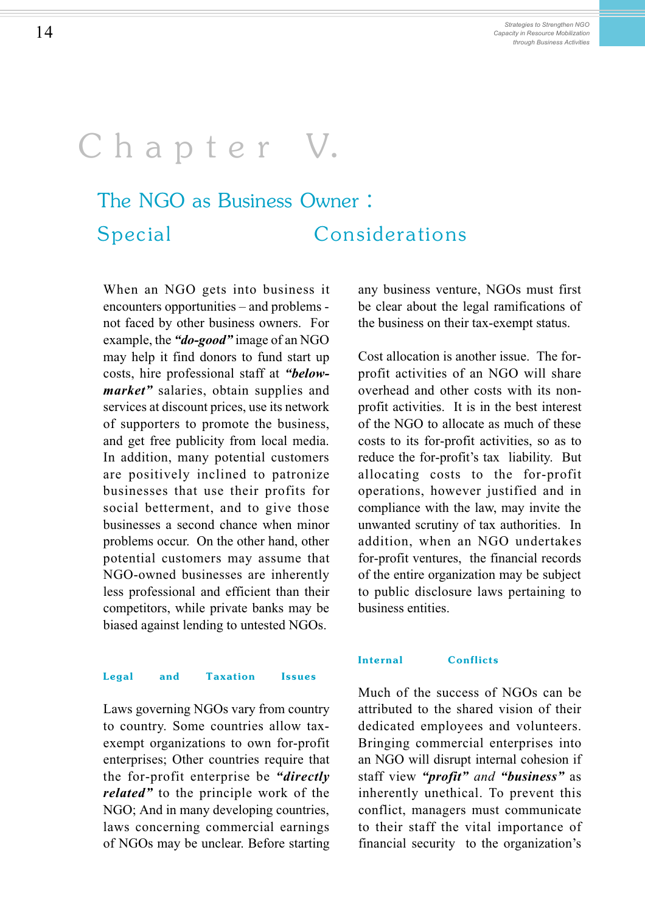# Chapter V.

## The NGO as Business Owner : Special Considerations

When an NGO gets into business it encounters opportunities – and problems - not faced by other business owners. For example, the ***“do-good”*** image of an NGO may help it find donors to fund start up costs, hire professional staff at ***“below-market”*** salaries, obtain supplies and services at discount prices, use its network of supporters to promote the business, and get free publicity from local media. In addition, many potential customers are positively inclined to patronize businesses that use their profits for social betterment, and to give those businesses a second chance when minor problems occur. On the other hand, other potential customers may assume that NGO-owned businesses are inherently less professional and efficient than their competitors, while private banks may be biased against lending to untested NGOs.

### Legal and Taxation Issues

Laws governing NGOs vary from country to country. Some countries allow tax-exempt organizations to own for-profit enterprises; Other countries require that the for-profit enterprise be ***“directly related”*** to the principle work of the NGO; And in many developing countries, laws concerning commercial earnings of NGOs may be unclear. Before starting any business venture, NGOs must first be clear about the legal ramifications of the business on their tax-exempt status.

Cost allocation is another issue. The for-profit activities of an NGO will share overhead and other costs with its non-profit activities. It is in the best interest of the NGO to allocate as much of these costs to its for-profit activities, so as to reduce the for-profit's tax liability. But allocating costs to the for-profit operations, however justified and in compliance with the law, may invite the unwanted scrutiny of tax authorities. In addition, when an NGO undertakes for-profit ventures, the financial records of the entire organization may be subject to public disclosure laws pertaining to business entities.

### Internal Conflicts

Much of the success of NGOs can be attributed to the shared vision of their dedicated employees and volunteers. Bringing commercial enterprises into an NGO will disrupt internal cohesion if staff view ***“profit”*** *and* ***“business”*** as inherently unethical. To prevent this conflict, managers must communicate to their staff the vital importance of financial security to the organization's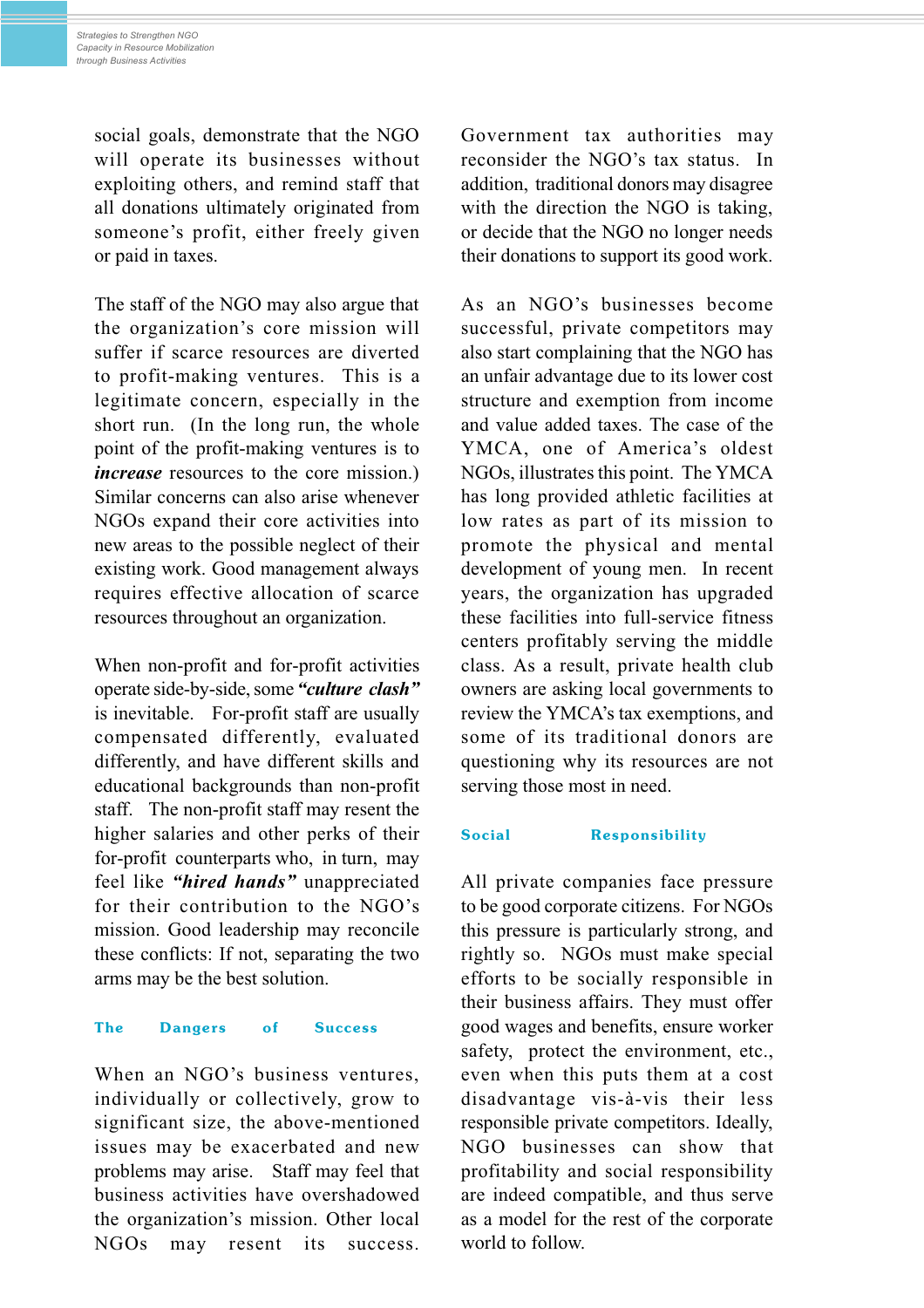social goals, demonstrate that the NGO will operate its businesses without exploiting others, and remind staff that all donations ultimately originated from someone's profit, either freely given or paid in taxes.

The staff of the NGO may also argue that the organization's core mission will suffer if scarce resources are diverted to profit-making ventures. This is a legitimate concern, especially in the short run. (In the long run, the whole point of the profit-making ventures is to ***increase*** resources to the core mission.) Similar concerns can also arise whenever NGOs expand their core activities into new areas to the possible neglect of their existing work. Good management always requires effective allocation of scarce resources throughout an organization.

When non-profit and for-profit activities operate side-by-side, some ***"culture clash"*** is inevitable. For-profit staff are usually compensated differently, evaluated differently, and have different skills and educational backgrounds than non-profit staff. The non-profit staff may resent the higher salaries and other perks of their for-profit counterparts who, in turn, may feel like ***"hired hands"*** unappreciated for their contribution to the NGO's mission. Good leadership may reconcile these conflicts: If not, separating the two arms may be the best solution.

### The Dangers of Success

When an NGO's business ventures, individually or collectively, grow to significant size, the above-mentioned issues may be exacerbated and new problems may arise. Staff may feel that business activities have overshadowed the organization's mission. Other local NGOs may resent its success. Government tax authorities may reconsider the NGO's tax status. In addition, traditional donors may disagree with the direction the NGO is taking, or decide that the NGO no longer needs their donations to support its good work.

As an NGO's businesses become successful, private competitors may also start complaining that the NGO has an unfair advantage due to its lower cost structure and exemption from income and value added taxes. The case of the YMCA, one of America's oldest NGOs, illustrates this point. The YMCA has long provided athletic facilities at low rates as part of its mission to promote the physical and mental development of young men. In recent years, the organization has upgraded these facilities into full-service fitness centers profitably serving the middle class. As a result, private health club owners are asking local governments to review the YMCA's tax exemptions, and some of its traditional donors are questioning why its resources are not serving those most in need.

### Social Responsibility

All private companies face pressure to be good corporate citizens. For NGOs this pressure is particularly strong, and rightly so. NGOs must make special efforts to be socially responsible in their business affairs. They must offer good wages and benefits, ensure worker safety, protect the environment, etc., even when this puts them at a cost disadvantage vis-à-vis their less responsible private competitors. Ideally, NGO businesses can show that profitability and social responsibility are indeed compatible, and thus serve as a model for the rest of the corporate world to follow.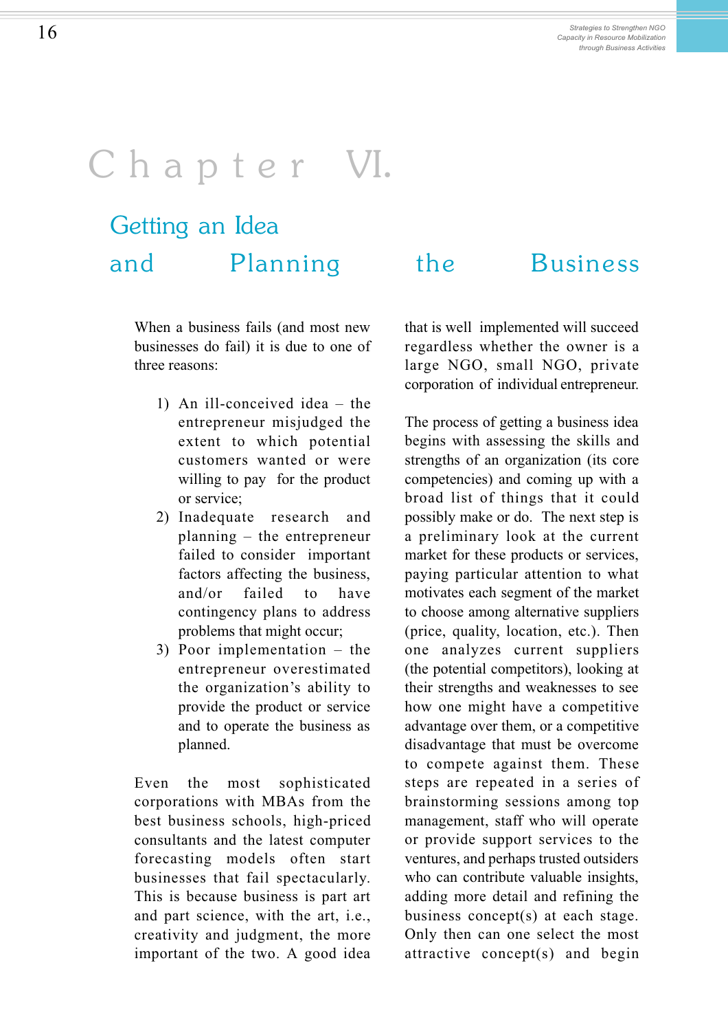# Chapter VI.

## Getting an Idea and Planning the Business

When a business fails (and most new businesses do fail) it is due to one of three reasons:

1) An ill-conceived idea – the entrepreneur misjudged the extent to which potential customers wanted or were willing to pay for the product or service;
2) Inadequate research and planning – the entrepreneur failed to consider important factors affecting the business, and/or failed to have contingency plans to address problems that might occur;
3) Poor implementation – the entrepreneur overestimated the organization's ability to provide the product or service and to operate the business as planned.

Even the most sophisticated corporations with MBAs from the best business schools, high-priced consultants and the latest computer forecasting models often start businesses that fail spectacularly. This is because business is part art and part science, with the art, i.e., creativity and judgment, the more important of the two. A good idea that is well implemented will succeed regardless whether the owner is a large NGO, small NGO, private corporation of individual entrepreneur.

The process of getting a business idea begins with assessing the skills and strengths of an organization (its core competencies) and coming up with a broad list of things that it could possibly make or do. The next step is a preliminary look at the current market for these products or services, paying particular attention to what motivates each segment of the market to choose among alternative suppliers (price, quality, location, etc.). Then one analyzes current suppliers (the potential competitors), looking at their strengths and weaknesses to see how one might have a competitive advantage over them, or a competitive disadvantage that must be overcome to compete against them. These steps are repeated in a series of brainstorming sessions among top management, staff who will operate or provide support services to the ventures, and perhaps trusted outsiders who can contribute valuable insights, adding more detail and refining the business concept(s) at each stage. Only then can one select the most attractive concept(s) and begin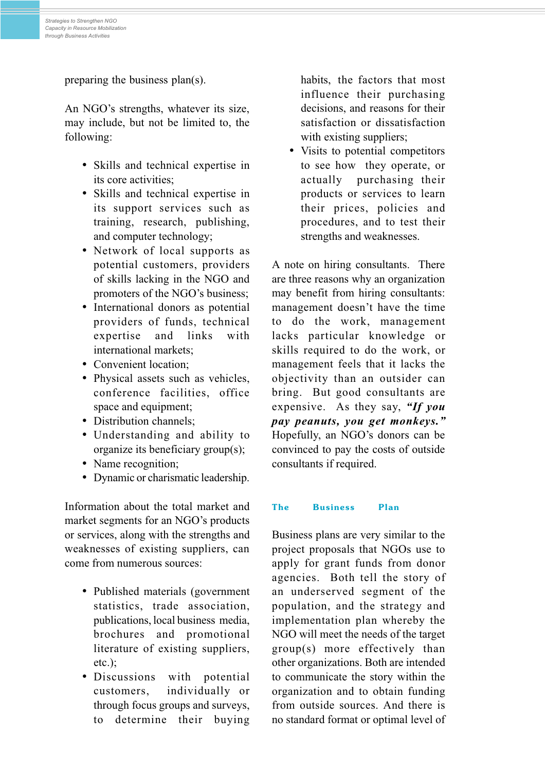preparing the business plan(s).

An NGO's strengths, whatever its size, may include, but not be limited to, the following:

- Skills and technical expertise in its core activities;
- Skills and technical expertise in its support services such as training, research, publishing, and computer technology;
- Network of local supports as potential customers, providers of skills lacking in the NGO and promoters of the NGO's business;
- International donors as potential providers of funds, technical expertise and links with international markets;
- Convenient location;
- Physical assets such as vehicles, conference facilities, office space and equipment;
- Distribution channels;
- Understanding and ability to organize its beneficiary group(s);
- Name recognition;
- Dynamic or charismatic leadership.

Information about the total market and market segments for an NGO's products or services, along with the strengths and weaknesses of existing suppliers, can come from numerous sources:

- Published materials (government statistics, trade association, publications, local business media, brochures and promotional literature of existing suppliers, etc.);
- Discussions with potential customers, individually or through focus groups and surveys, to determine their buying habits, the factors that most influence their purchasing decisions, and reasons for their satisfaction or dissatisfaction with existing suppliers;
- Visits to potential competitors to see how they operate, or actually purchasing their products or services to learn their prices, policies and procedures, and to test their strengths and weaknesses.

A note on hiring consultants. There are three reasons why an organization may benefit from hiring consultants: management doesn't have the time to do the work, management lacks particular knowledge or skills required to do the work, or management feels that it lacks the objectivity than an outsider can bring. But good consultants are expensive. As they say, ***"If you pay peanuts, you get monkeys."*** Hopefully, an NGO's donors can be convinced to pay the costs of outside consultants if required.

## The Business Plan

Business plans are very similar to the project proposals that NGOs use to apply for grant funds from donor agencies. Both tell the story of an underserved segment of the population, and the strategy and implementation plan whereby the NGO will meet the needs of the target group(s) more effectively than other organizations. Both are intended to communicate the story within the organization and to obtain funding from outside sources. And there is no standard format or optimal level of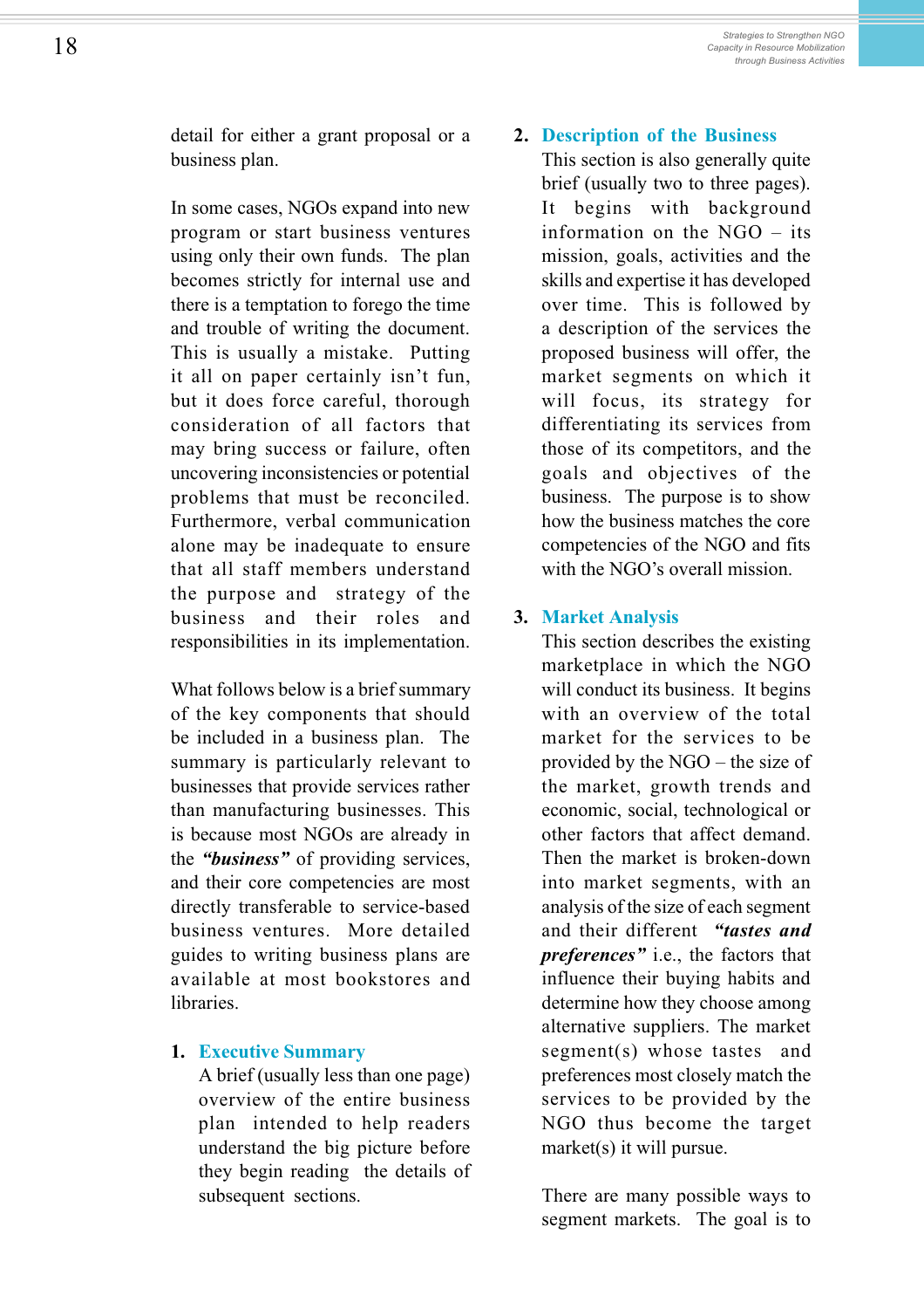detail for either a grant proposal or a business plan.

In some cases, NGOs expand into new program or start business ventures using only their own funds. The plan becomes strictly for internal use and there is a temptation to forego the time and trouble of writing the document. This is usually a mistake. Putting it all on paper certainly isn't fun, but it does force careful, thorough consideration of all factors that may bring success or failure, often uncovering inconsistencies or potential problems that must be reconciled. Furthermore, verbal communication alone may be inadequate to ensure that all staff members understand the purpose and strategy of the business and their roles and responsibilities in its implementation.

What follows below is a brief summary of the key components that should be included in a business plan. The summary is particularly relevant to businesses that provide services rather than manufacturing businesses. This is because most NGOs are already in the ***"business"*** of providing services, and their core competencies are most directly transferable to service-based business ventures. More detailed guides to writing business plans are available at most bookstores and libraries.

1. **Executive Summary**

   A brief (usually less than one page) overview of the entire business plan intended to help readers understand the big picture before they begin reading the details of subsequent sections.

2. **Description of the Business**

   This section is also generally quite brief (usually two to three pages). It begins with background information on the NGO – its mission, goals, activities and the skills and expertise it has developed over time. This is followed by a description of the services the proposed business will offer, the market segments on which it will focus, its strategy for differentiating its services from those of its competitors, and the goals and objectives of the business. The purpose is to show how the business matches the core competencies of the NGO and fits with the NGO's overall mission.

3. **Market Analysis**

   This section describes the existing marketplace in which the NGO will conduct its business. It begins with an overview of the total market for the services to be provided by the NGO – the size of the market, growth trends and economic, social, technological or other factors that affect demand. Then the market is broken-down into market segments, with an analysis of the size of each segment and their different ***"tastes and preferences"*** i.e., the factors that influence their buying habits and determine how they choose among alternative suppliers. The market segment(s) whose tastes and preferences most closely match the services to be provided by the NGO thus become the target market(s) it will pursue.

   There are many possible ways to segment markets. The goal is to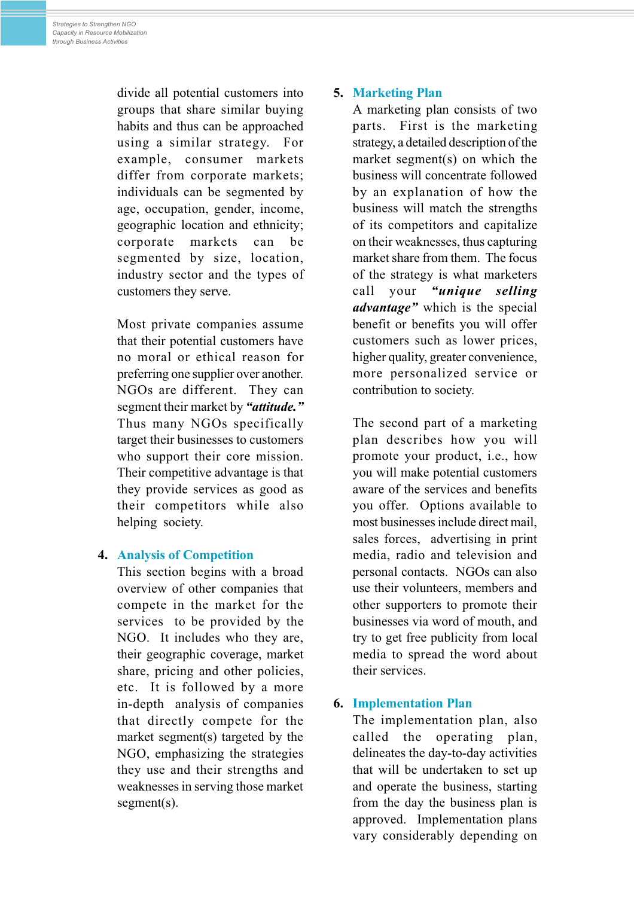divide all potential customers into groups that share similar buying habits and thus can be approached using a similar strategy. For example, consumer markets differ from corporate markets; individuals can be segmented by age, occupation, gender, income, geographic location and ethnicity; corporate markets can be segmented by size, location, industry sector and the types of customers they serve.

Most private companies assume that their potential customers have no moral or ethical reason for preferring one supplier over another. NGOs are different. They can segment their market by ***"attitude."*** Thus many NGOs specifically target their businesses to customers who support their core mission. Their competitive advantage is that they provide services as good as their competitors while also helping society.

4. **Analysis of Competition**

   This section begins with a broad overview of other companies that compete in the market for the services to be provided by the NGO. It includes who they are, their geographic coverage, market share, pricing and other policies, etc. It is followed by a more in-depth analysis of companies that directly compete for the market segment(s) targeted by the NGO, emphasizing the strategies they use and their strengths and weaknesses in serving those market segment(s).

5. **Marketing Plan**

   A marketing plan consists of two parts. First is the marketing strategy, a detailed description of the market segment(s) on which the business will concentrate followed by an explanation of how the business will match the strengths of its competitors and capitalize on their weaknesses, thus capturing market share from them. The focus of the strategy is what marketers call your ***"unique selling advantage"*** which is the special benefit or benefits you will offer customers such as lower prices, higher quality, greater convenience, more personalized service or contribution to society.

   The second part of a marketing plan describes how you will promote your product, i.e., how you will make potential customers aware of the services and benefits you offer. Options available to most businesses include direct mail, sales forces, advertising in print media, radio and television and personal contacts. NGOs can also use their volunteers, members and other supporters to promote their businesses via word of mouth, and try to get free publicity from local media to spread the word about their services.

6. **Implementation Plan**

   The implementation plan, also called the operating plan, delineates the day-to-day activities that will be undertaken to set up and operate the business, starting from the day the business plan is approved. Implementation plans vary considerably depending on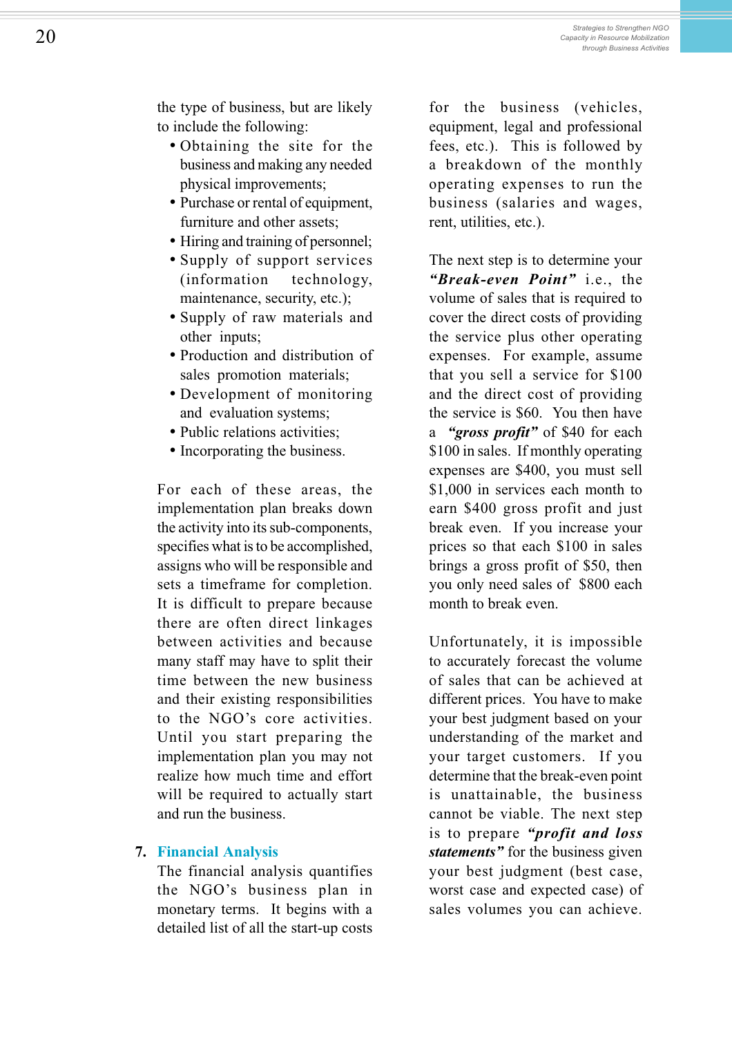the type of business, but are likely to include the following:

- Obtaining the site for the business and making any needed physical improvements;
- Purchase or rental of equipment, furniture and other assets;
- Hiring and training of personnel;
- Supply of support services (information technology, maintenance, security, etc.);
- Supply of raw materials and other inputs;
- Production and distribution of sales promotion materials;
- Development of monitoring and evaluation systems;
- Public relations activities;
- Incorporating the business.

For each of these areas, the implementation plan breaks down the activity into its sub-components, specifies what is to be accomplished, assigns who will be responsible and sets a timeframe for completion. It is difficult to prepare because there are often direct linkages between activities and because many staff may have to split their time between the new business and their existing responsibilities to the NGO's core activities. Until you start preparing the implementation plan you may not realize how much time and effort will be required to actually start and run the business.

## 7. Financial Analysis

The financial analysis quantifies the NGO's business plan in monetary terms. It begins with a detailed list of all the start-up costs for the business (vehicles, equipment, legal and professional fees, etc.). This is followed by a breakdown of the monthly operating expenses to run the business (salaries and wages, rent, utilities, etc.).

The next step is to determine your ***"Break-even Point"*** i.e., the volume of sales that is required to cover the direct costs of providing the service plus other operating expenses. For example, assume that you sell a service for $100 and the direct cost of providing the service is $60. You then have a ***"gross profit"*** of $40 for each $100 in sales. If monthly operating expenses are $400, you must sell $1,000 in services each month to earn $400 gross profit and just break even. If you increase your prices so that each $100 in sales brings a gross profit of $50, then you only need sales of $800 each month to break even.

Unfortunately, it is impossible to accurately forecast the volume of sales that can be achieved at different prices. You have to make your best judgment based on your understanding of the market and your target customers. If you determine that the break-even point is unattainable, the business cannot be viable. The next step is to prepare ***"profit and loss statements"*** for the business given your best judgment (best case, worst case and expected case) of sales volumes you can achieve.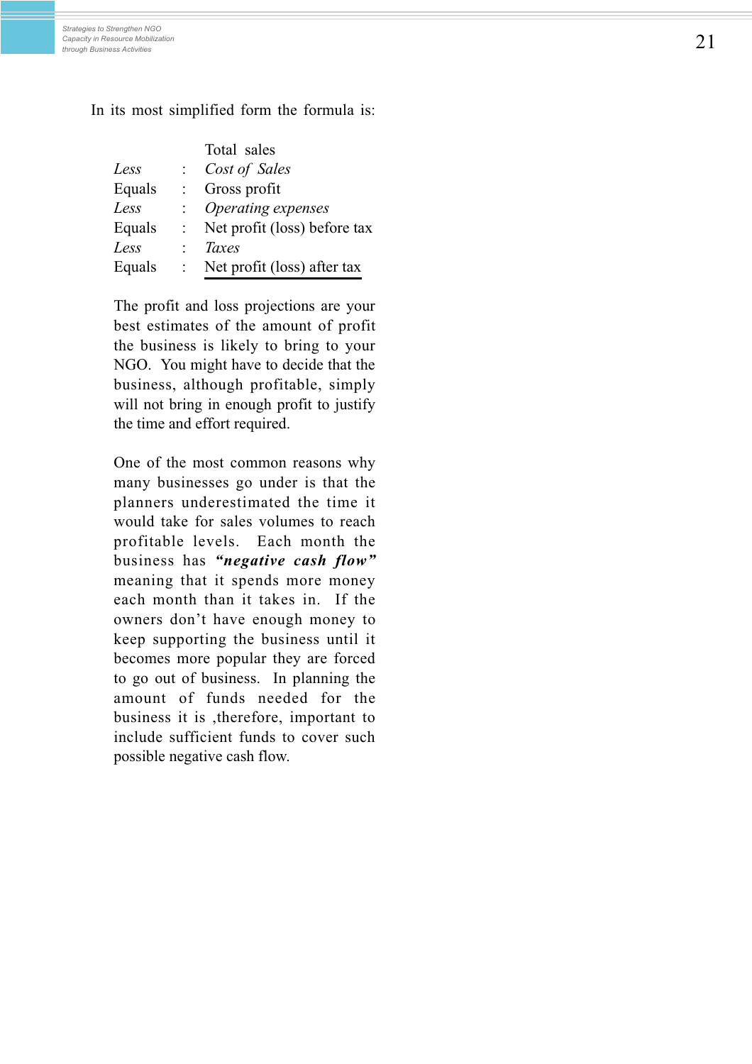In its most simplified form the formula is:

| | | |
|---|---|---|
| | | Total sales |
| *Less* | : | *Cost of Sales* |
| Equals | : | Gross profit |
| *Less* | : | *Operating expenses* |
| Equals | : | Net profit (loss) before tax |
| *Less* | : | *Taxes* |
| Equals | : | Net profit (loss) after tax |

The profit and loss projections are your best estimates of the amount of profit the business is likely to bring to your NGO. You might have to decide that the business, although profitable, simply will not bring in enough profit to justify the time and effort required.

One of the most common reasons why many businesses go under is that the planners underestimated the time it would take for sales volumes to reach profitable levels. Each month the business has ***"negative cash flow"*** meaning that it spends more money each month than it takes in. If the owners don't have enough money to keep supporting the business until it becomes more popular they are forced to go out of business. In planning the amount of funds needed for the business it is ,therefore, important to include sufficient funds to cover such possible negative cash flow.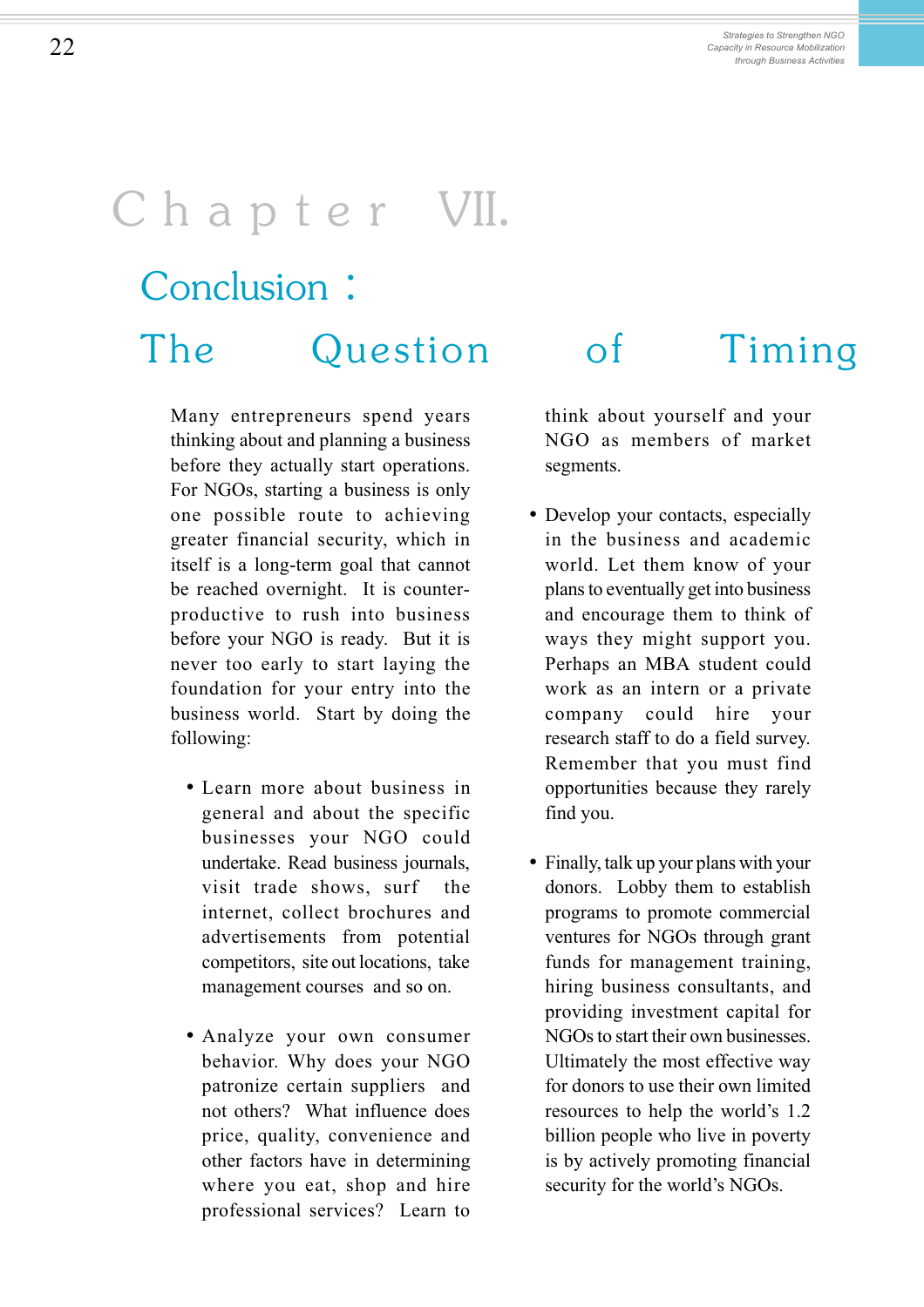# Chapter VII.

## Conclusion : The Question of Timing

Many entrepreneurs spend years thinking about and planning a business before they actually start operations. For NGOs, starting a business is only one possible route to achieving greater financial security, which in itself is a long-term goal that cannot be reached overnight. It is counter-productive to rush into business before your NGO is ready. But it is never too early to start laying the foundation for your entry into the business world. Start by doing the following:

- Learn more about business in general and about the specific businesses your NGO could undertake. Read business journals, visit trade shows, surf the internet, collect brochures and advertisements from potential competitors, site out locations, take management courses and so on.

- Analyze your own consumer behavior. Why does your NGO patronize certain suppliers and not others? What influence does price, quality, convenience and other factors have in determining where you eat, shop and hire professional services? Learn to think about yourself and your NGO as members of market segments.

- Develop your contacts, especially in the business and academic world. Let them know of your plans to eventually get into business and encourage them to think of ways they might support you. Perhaps an MBA student could work as an intern or a private company could hire your research staff to do a field survey. Remember that you must find opportunities because they rarely find you.

- Finally, talk up your plans with your donors. Lobby them to establish programs to promote commercial ventures for NGOs through grant funds for management training, hiring business consultants, and providing investment capital for NGOs to start their own businesses. Ultimately the most effective way for donors to use their own limited resources to help the world's 1.2 billion people who live in poverty is by actively promoting financial security for the world's NGOs.